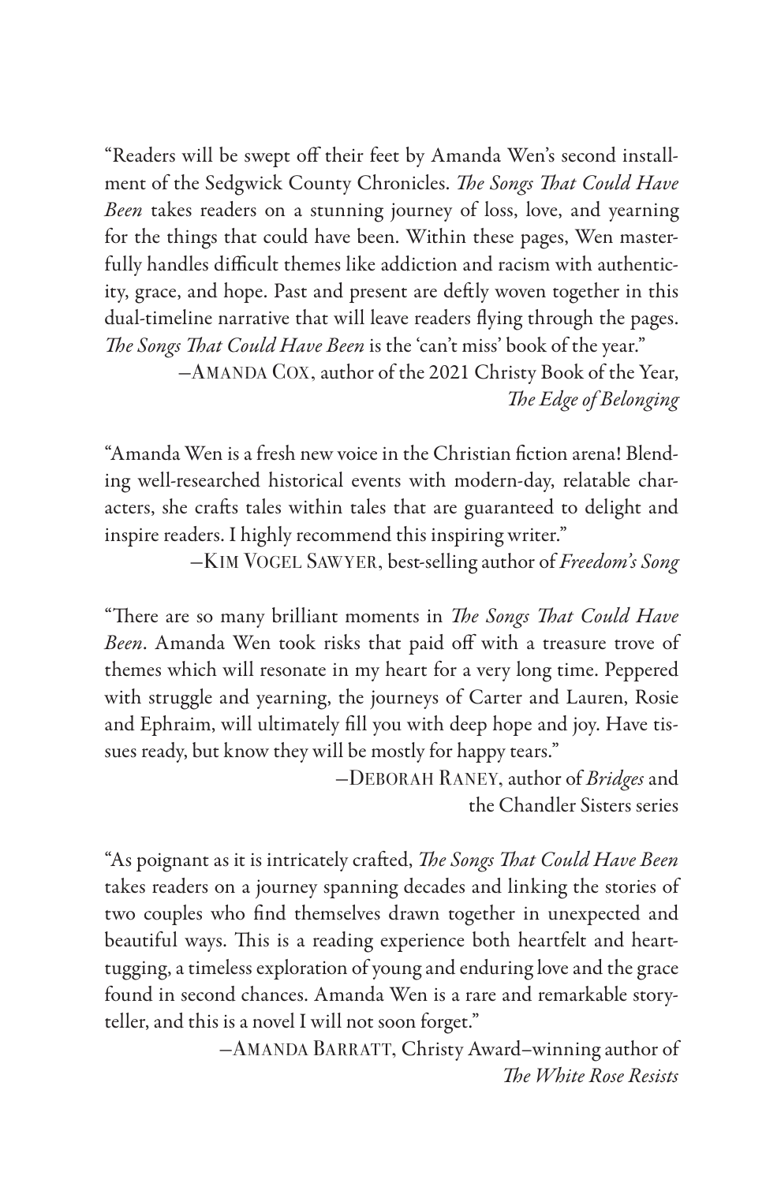"Readers will be swept off their feet by Amanda Wen's second installment of the Sedgwick County Chronicles. *The Songs That Could Have Been* takes readers on a stunning journey of loss, love, and yearning for the things that could have been. Within these pages, Wen masterfully handles difficult themes like addiction and racism with authenticity, grace, and hope. Past and present are deftly woven together in this dual-timeline narrative that will leave readers flying through the pages. *The Songs That Could Have Been* is the 'can't miss' book of the year."

—Amanda Cox, author of the 2021 Christy Book of the Year, *The Edge of Belonging*

"Amanda Wen is a fresh new voice in the Christian fiction arena! Blending well-researched historical events with modern-day, relatable characters, she crafts tales within tales that are guaranteed to delight and inspire readers. I highly recommend this inspiring writer."

—Kim Vogel Sawyer, best-selling author of *Freedom's Song*

"There are so many brilliant moments in *The Songs That Could Have Been*. Amanda Wen took risks that paid off with a treasure trove of themes which will resonate in my heart for a very long time. Peppered with struggle and yearning, the journeys of Carter and Lauren, Rosie and Ephraim, will ultimately fill you with deep hope and joy. Have tissues ready, but know they will be mostly for happy tears."

—Deborah Raney, author of *Bridges* and the Chandler Sisters series

"As poignant as it is intricately crafted, *The Songs That Could Have Been* takes readers on a journey spanning decades and linking the stories of two couples who find themselves drawn together in unexpected and beautiful ways. This is a reading experience both heartfelt and heart-tugging, a timeless exploration of young and enduring love and the grace found in second chances. Amanda Wen is a rare and remarkable storyteller, and this is a novel I will not soon forget."

—Amanda Barratt, Christy Award–winning author of *The White Rose Resists*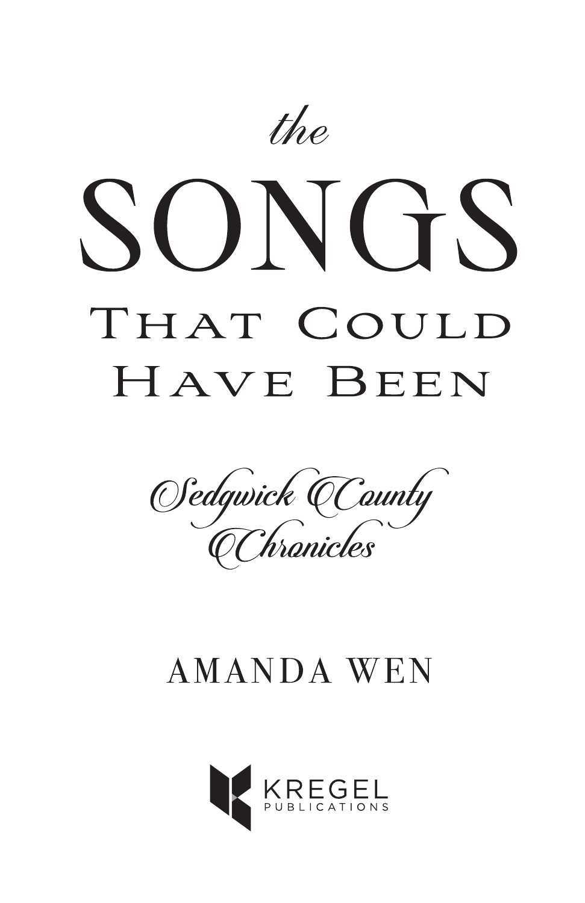# *the* SONGS That Could Have Been

*Sedgwick County Chronicles*

AMANDA WEN

KREGEL PUBLICATIONS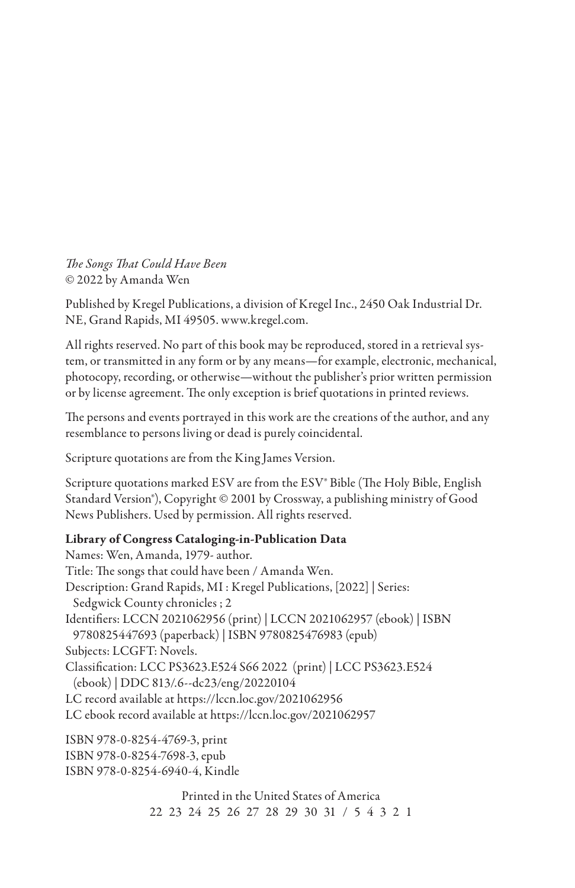*The Songs That Could Have Been*
© 2022 by Amanda Wen

Published by Kregel Publications, a division of Kregel Inc., 2450 Oak Industrial Dr. NE, Grand Rapids, MI 49505. www.kregel.com.

All rights reserved. No part of this book may be reproduced, stored in a retrieval system, or transmitted in any form or by any means—for example, electronic, mechanical, photocopy, recording, or otherwise—without the publisher's prior written permission or by license agreement. The only exception is brief quotations in printed reviews.

The persons and events portrayed in this work are the creations of the author, and any resemblance to persons living or dead is purely coincidental.

Scripture quotations are from the King James Version.

Scripture quotations marked ESV are from the ESV® Bible (The Holy Bible, English Standard Version®), Copyright © 2001 by Crossway, a publishing ministry of Good News Publishers. Used by permission. All rights reserved.

**Library of Congress Cataloging-in-Publication Data**
Names: Wen, Amanda, 1979- author.
Title: The songs that could have been / Amanda Wen.
Description: Grand Rapids, MI : Kregel Publications, [2022] | Series: Sedgwick County chronicles ; 2
Identifiers: LCCN 2021062956 (print) | LCCN 2021062957 (ebook) | ISBN 9780825447693 (paperback) | ISBN 9780825476983 (epub)
Subjects: LCGFT: Novels.
Classification: LCC PS3623.E524 S66 2022 (print) | LCC PS3623.E524 (ebook) | DDC 813/.6--dc23/eng/20220104
LC record available at https://lccn.loc.gov/2021062956
LC ebook record available at https://lccn.loc.gov/2021062957

ISBN 978-0-8254-4769-3, print
ISBN 978-0-8254-7698-3, epub
ISBN 978-0-8254-6940-4, Kindle

Printed in the United States of America
22 23 24 25 26 27 28 29 30 31 / 5 4 3 2 1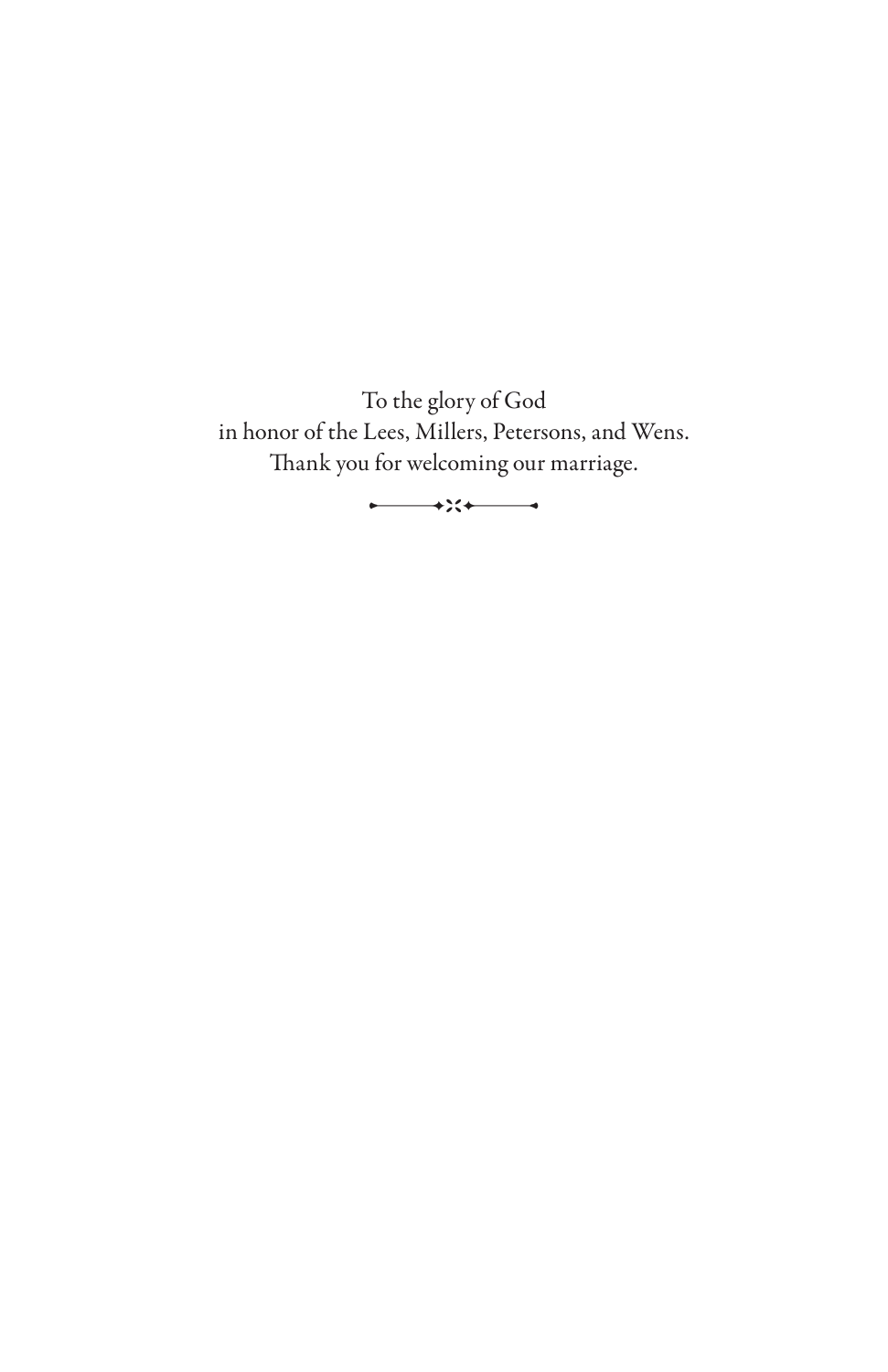To the glory of God
in honor of the Lees, Millers, Petersons, and Wens.
Thank you for welcoming our marriage.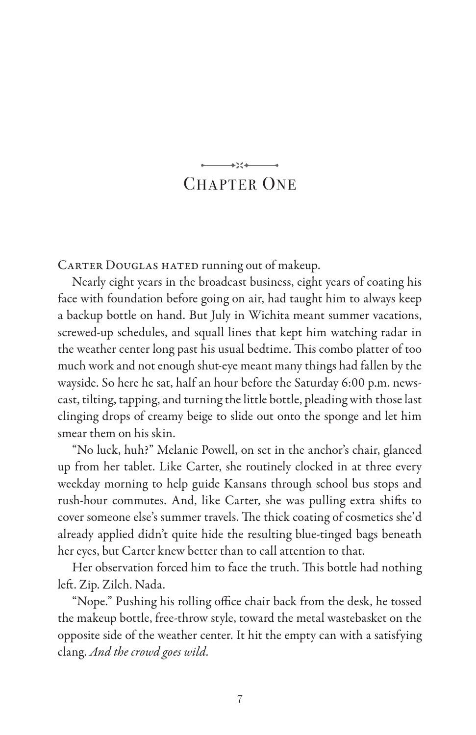# Chapter One

Carter Douglas hated running out of makeup.

Nearly eight years in the broadcast business, eight years of coating his face with foundation before going on air, had taught him to always keep a backup bottle on hand. But July in Wichita meant summer vacations, screwed-up schedules, and squall lines that kept him watching radar in the weather center long past his usual bedtime. This combo platter of too much work and not enough shut-eye meant many things had fallen by the wayside. So here he sat, half an hour before the Saturday 6:00 p.m. newscast, tilting, tapping, and turning the little bottle, pleading with those last clinging drops of creamy beige to slide out onto the sponge and let him smear them on his skin.

"No luck, huh?" Melanie Powell, on set in the anchor's chair, glanced up from her tablet. Like Carter, she routinely clocked in at three every weekday morning to help guide Kansans through school bus stops and rush-hour commutes. And, like Carter, she was pulling extra shifts to cover someone else's summer travels. The thick coating of cosmetics she'd already applied didn't quite hide the resulting blue-tinged bags beneath her eyes, but Carter knew better than to call attention to that.

Her observation forced him to face the truth. This bottle had nothing left. Zip. Zilch. Nada.

"Nope." Pushing his rolling office chair back from the desk, he tossed the makeup bottle, free-throw style, toward the metal wastebasket on the opposite side of the weather center. It hit the empty can with a satisfying clang. *And the crowd goes wild.*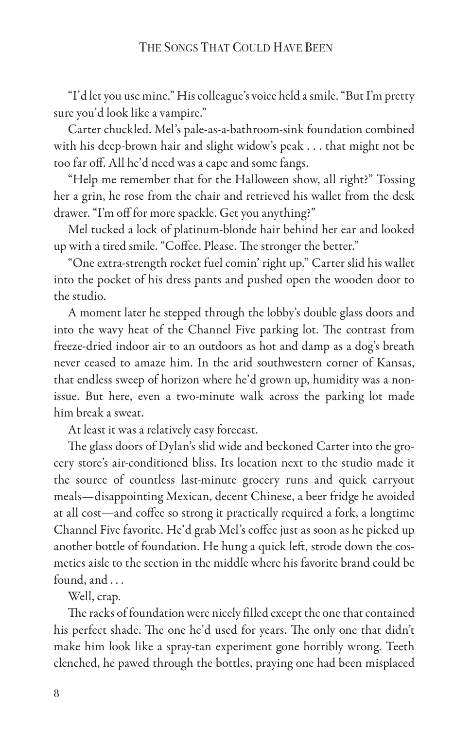"I'd let you use mine." His colleague's voice held a smile. "But I'm pretty sure you'd look like a vampire."

Carter chuckled. Mel's pale-as-a-bathroom-sink foundation combined with his deep-brown hair and slight widow's peak . . . that might not be too far off. All he'd need was a cape and some fangs.

"Help me remember that for the Halloween show, all right?" Tossing her a grin, he rose from the chair and retrieved his wallet from the desk drawer. "I'm off for more spackle. Get you anything?"

Mel tucked a lock of platinum-blonde hair behind her ear and looked up with a tired smile. "Coffee. Please. The stronger the better."

"One extra-strength rocket fuel comin' right up." Carter slid his wallet into the pocket of his dress pants and pushed open the wooden door to the studio.

A moment later he stepped through the lobby's double glass doors and into the wavy heat of the Channel Five parking lot. The contrast from freeze-dried indoor air to an outdoors as hot and damp as a dog's breath never ceased to amaze him. In the arid southwestern corner of Kansas, that endless sweep of horizon where he'd grown up, humidity was a non-issue. But here, even a two-minute walk across the parking lot made him break a sweat.

At least it was a relatively easy forecast.

The glass doors of Dylan's slid wide and beckoned Carter into the grocery store's air-conditioned bliss. Its location next to the studio made it the source of countless last-minute grocery runs and quick carryout meals—disappointing Mexican, decent Chinese, a beer fridge he avoided at all cost—and coffee so strong it practically required a fork, a longtime Channel Five favorite. He'd grab Mel's coffee just as soon as he picked up another bottle of foundation. He hung a quick left, strode down the cosmetics aisle to the section in the middle where his favorite brand could be found, and . . .

Well, crap.

The racks of foundation were nicely filled except the one that contained his perfect shade. The one he'd used for years. The only one that didn't make him look like a spray-tan experiment gone horribly wrong. Teeth clenched, he pawed through the bottles, praying one had been misplaced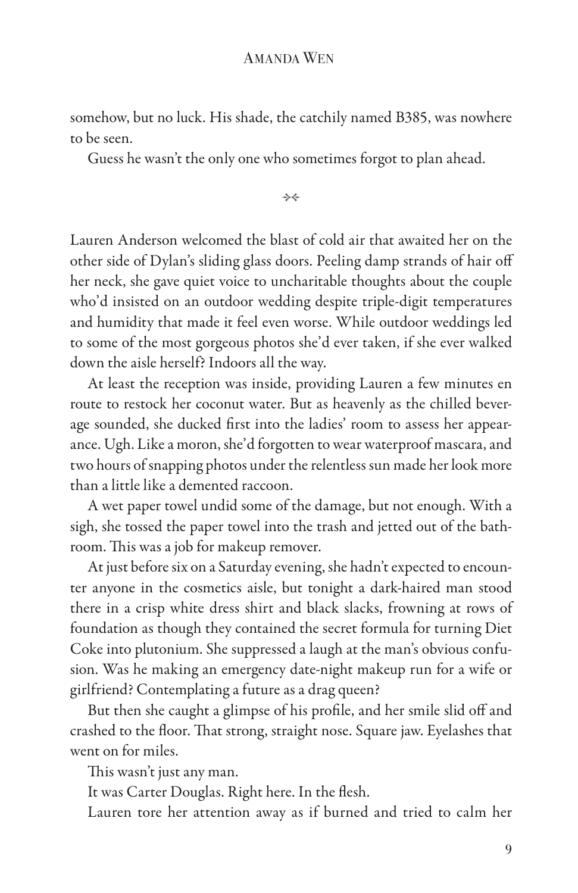somehow, but no luck. His shade, the catchily named B385, was nowhere to be seen.

Guess he wasn't the only one who sometimes forgot to plan ahead.

⊹

Lauren Anderson welcomed the blast of cold air that awaited her on the other side of Dylan's sliding glass doors. Peeling damp strands of hair off her neck, she gave quiet voice to uncharitable thoughts about the couple who'd insisted on an outdoor wedding despite triple-digit temperatures and humidity that made it feel even worse. While outdoor weddings led to some of the most gorgeous photos she'd ever taken, if she ever walked down the aisle herself? Indoors all the way.

At least the reception was inside, providing Lauren a few minutes en route to restock her coconut water. But as heavenly as the chilled beverage sounded, she ducked first into the ladies' room to assess her appearance. Ugh. Like a moron, she'd forgotten to wear waterproof mascara, and two hours of snapping photos under the relentless sun made her look more than a little like a demented raccoon.

A wet paper towel undid some of the damage, but not enough. With a sigh, she tossed the paper towel into the trash and jetted out of the bathroom. This was a job for makeup remover.

At just before six on a Saturday evening, she hadn't expected to encounter anyone in the cosmetics aisle, but tonight a dark-haired man stood there in a crisp white dress shirt and black slacks, frowning at rows of foundation as though they contained the secret formula for turning Diet Coke into plutonium. She suppressed a laugh at the man's obvious confusion. Was he making an emergency date-night makeup run for a wife or girlfriend? Contemplating a future as a drag queen?

But then she caught a glimpse of his profile, and her smile slid off and crashed to the floor. That strong, straight nose. Square jaw. Eyelashes that went on for miles.

This wasn't just any man.

It was Carter Douglas. Right here. In the flesh.

Lauren tore her attention away as if burned and tried to calm her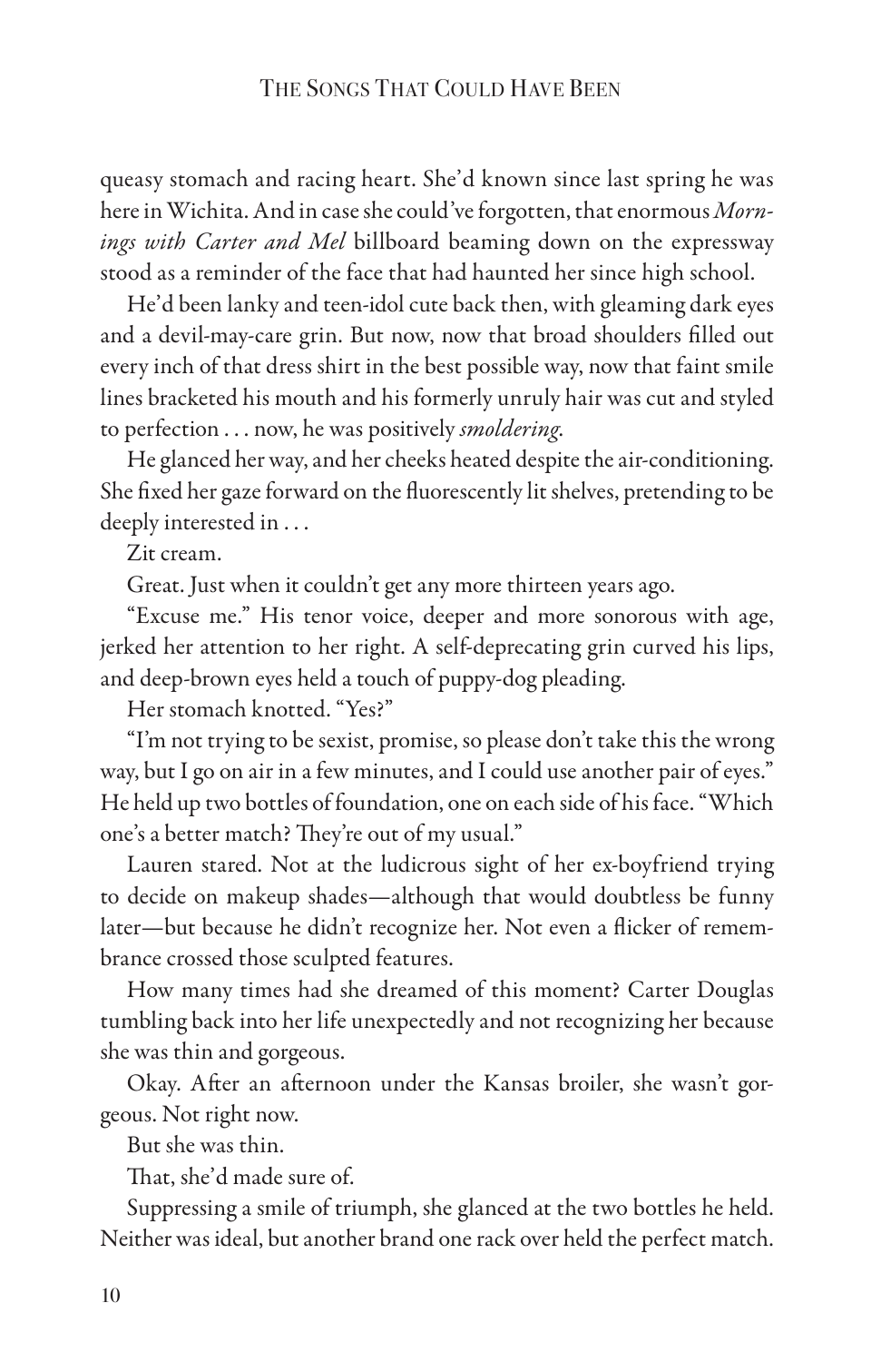queasy stomach and racing heart. She'd known since last spring he was here in Wichita. And in case she could've forgotten, that enormous *Mornings with Carter and Mel* billboard beaming down on the expressway stood as a reminder of the face that had haunted her since high school.

He'd been lanky and teen-idol cute back then, with gleaming dark eyes and a devil-may-care grin. But now, now that broad shoulders filled out every inch of that dress shirt in the best possible way, now that faint smile lines bracketed his mouth and his formerly unruly hair was cut and styled to perfection . . . now, he was positively *smoldering*.

He glanced her way, and her cheeks heated despite the air-conditioning. She fixed her gaze forward on the fluorescently lit shelves, pretending to be deeply interested in . . .

Zit cream.

Great. Just when it couldn't get any more thirteen years ago.

"Excuse me." His tenor voice, deeper and more sonorous with age, jerked her attention to her right. A self-deprecating grin curved his lips, and deep-brown eyes held a touch of puppy-dog pleading.

Her stomach knotted. "Yes?"

"I'm not trying to be sexist, promise, so please don't take this the wrong way, but I go on air in a few minutes, and I could use another pair of eyes." He held up two bottles of foundation, one on each side of his face. "Which one's a better match? They're out of my usual."

Lauren stared. Not at the ludicrous sight of her ex-boyfriend trying to decide on makeup shades—although that would doubtless be funny later—but because he didn't recognize her. Not even a flicker of remembrance crossed those sculpted features.

How many times had she dreamed of this moment? Carter Douglas tumbling back into her life unexpectedly and not recognizing her because she was thin and gorgeous.

Okay. After an afternoon under the Kansas broiler, she wasn't gorgeous. Not right now.

But she was thin.

That, she'd made sure of.

Suppressing a smile of triumph, she glanced at the two bottles he held. Neither was ideal, but another brand one rack over held the perfect match.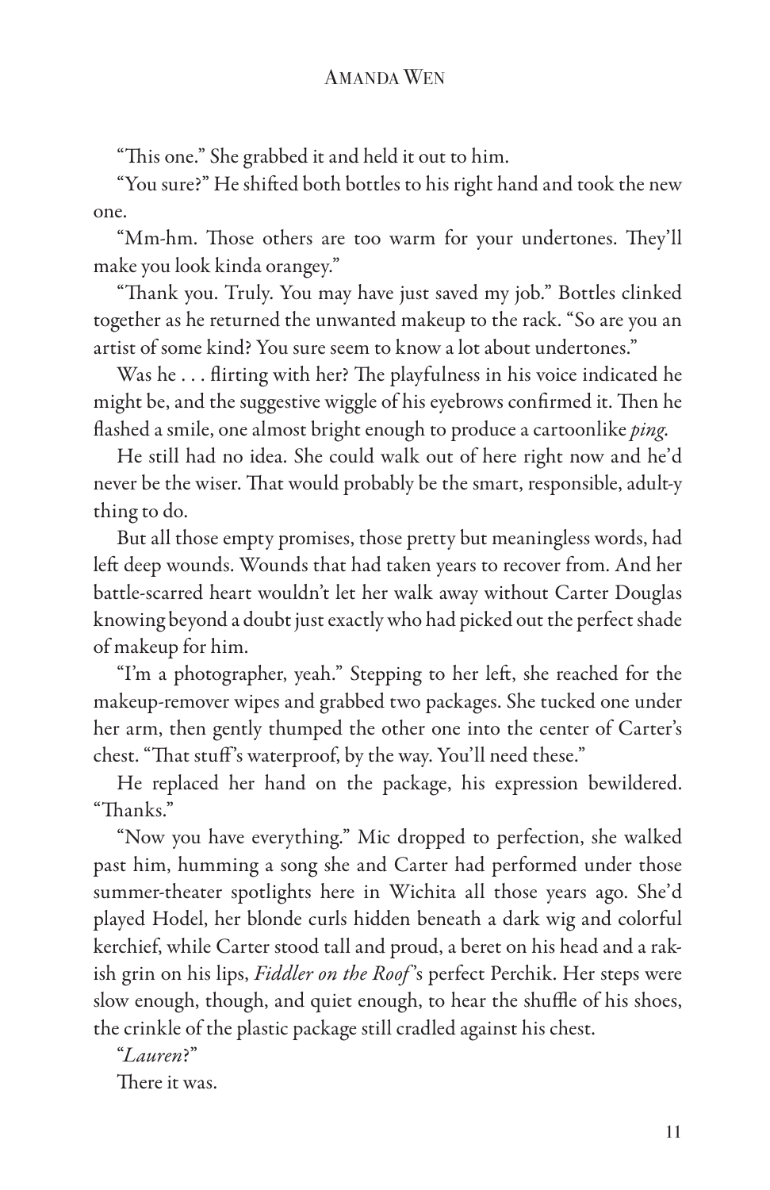"This one." She grabbed it and held it out to him.

"You sure?" He shifted both bottles to his right hand and took the new one.

"Mm-hm. Those others are too warm for your undertones. They'll make you look kinda orangey."

"Thank you. Truly. You may have just saved my job." Bottles clinked together as he returned the unwanted makeup to the rack. "So are you an artist of some kind? You sure seem to know a lot about undertones."

Was he . . . flirting with her? The playfulness in his voice indicated he might be, and the suggestive wiggle of his eyebrows confirmed it. Then he flashed a smile, one almost bright enough to produce a cartoonlike *ping*.

He still had no idea. She could walk out of here right now and he'd never be the wiser. That would probably be the smart, responsible, adult-y thing to do.

But all those empty promises, those pretty but meaningless words, had left deep wounds. Wounds that had taken years to recover from. And her battle-scarred heart wouldn't let her walk away without Carter Douglas knowing beyond a doubt just exactly who had picked out the perfect shade of makeup for him.

"I'm a photographer, yeah." Stepping to her left, she reached for the makeup-remover wipes and grabbed two packages. She tucked one under her arm, then gently thumped the other one into the center of Carter's chest. "That stuff's waterproof, by the way. You'll need these."

He replaced her hand on the package, his expression bewildered. "Thanks."

"Now you have everything." Mic dropped to perfection, she walked past him, humming a song she and Carter had performed under those summer-theater spotlights here in Wichita all those years ago. She'd played Hodel, her blonde curls hidden beneath a dark wig and colorful kerchief, while Carter stood tall and proud, a beret on his head and a rakish grin on his lips, *Fiddler on the Roof*'s perfect Perchik. Her steps were slow enough, though, and quiet enough, to hear the shuffle of his shoes, the crinkle of the plastic package still cradled against his chest.

"*Lauren*?"

There it was.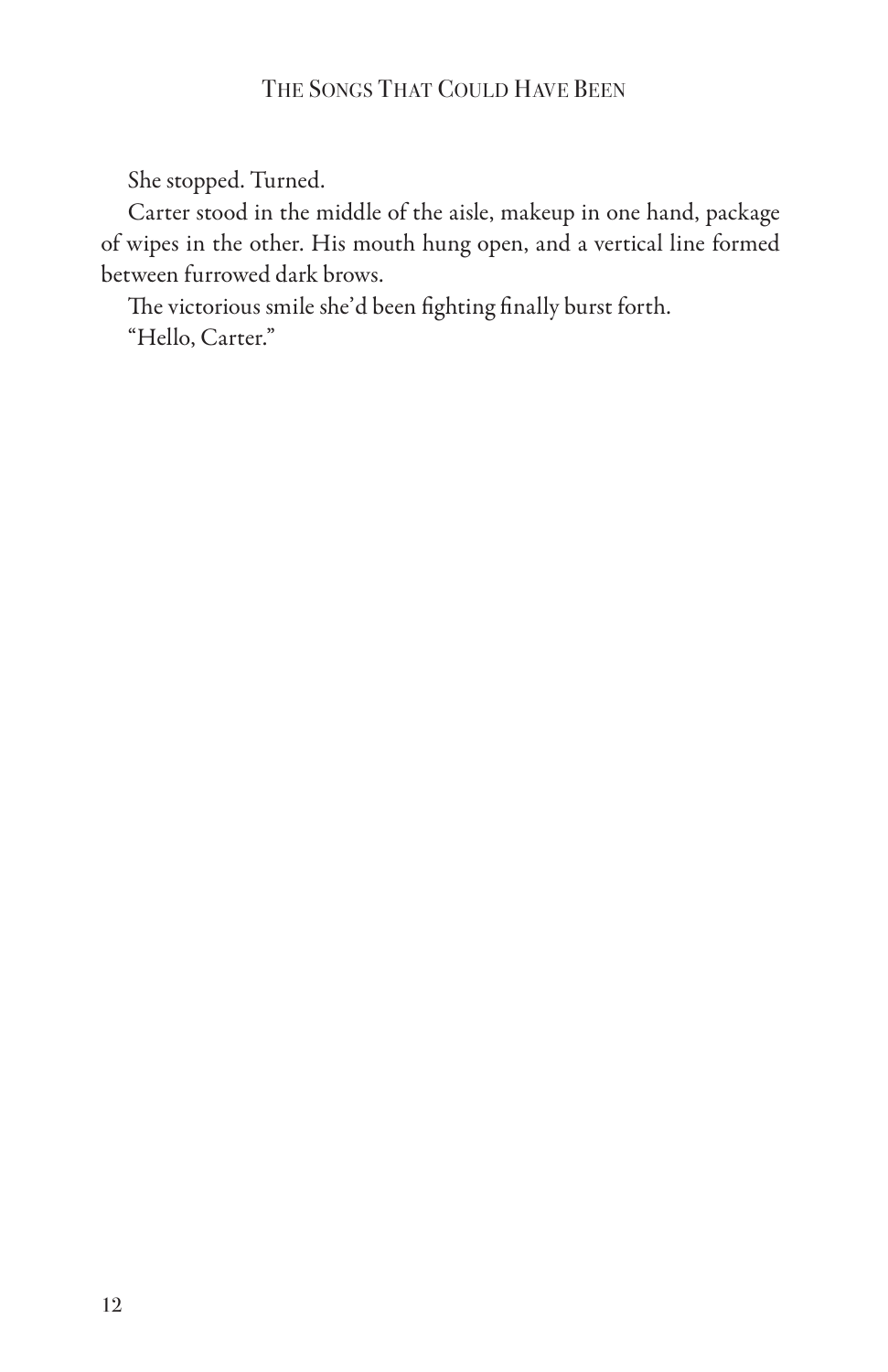She stopped. Turned.

Carter stood in the middle of the aisle, makeup in one hand, package of wipes in the other. His mouth hung open, and a vertical line formed between furrowed dark brows.

The victorious smile she'd been fighting finally burst forth.

"Hello, Carter."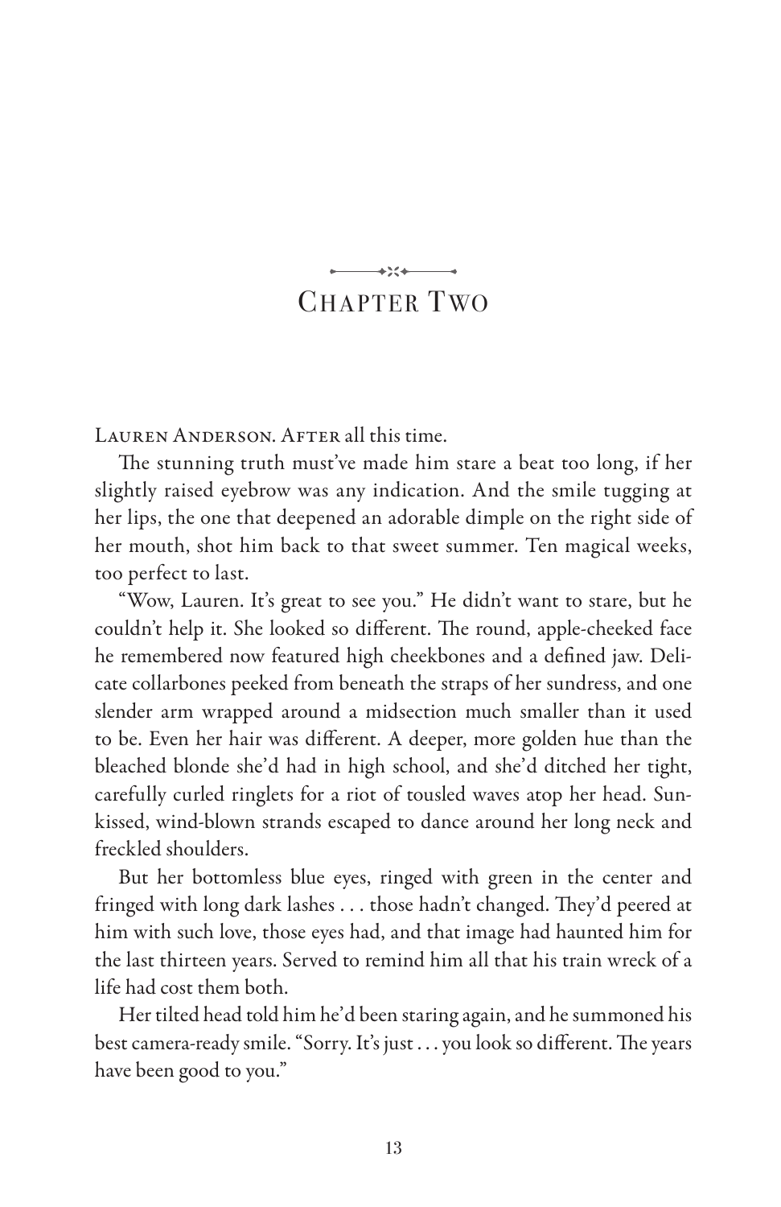# Chapter Two

Lauren Anderson. After all this time.

The stunning truth must've made him stare a beat too long, if her slightly raised eyebrow was any indication. And the smile tugging at her lips, the one that deepened an adorable dimple on the right side of her mouth, shot him back to that sweet summer. Ten magical weeks, too perfect to last.

"Wow, Lauren. It's great to see you." He didn't want to stare, but he couldn't help it. She looked so different. The round, apple-cheeked face he remembered now featured high cheekbones and a defined jaw. Delicate collarbones peeked from beneath the straps of her sundress, and one slender arm wrapped around a midsection much smaller than it used to be. Even her hair was different. A deeper, more golden hue than the bleached blonde she'd had in high school, and she'd ditched her tight, carefully curled ringlets for a riot of tousled waves atop her head. Sunkissed, wind-blown strands escaped to dance around her long neck and freckled shoulders.

But her bottomless blue eyes, ringed with green in the center and fringed with long dark lashes . . . those hadn't changed. They'd peered at him with such love, those eyes had, and that image had haunted him for the last thirteen years. Served to remind him all that his train wreck of a life had cost them both.

Her tilted head told him he'd been staring again, and he summoned his best camera-ready smile. "Sorry. It's just . . . you look so different. The years have been good to you."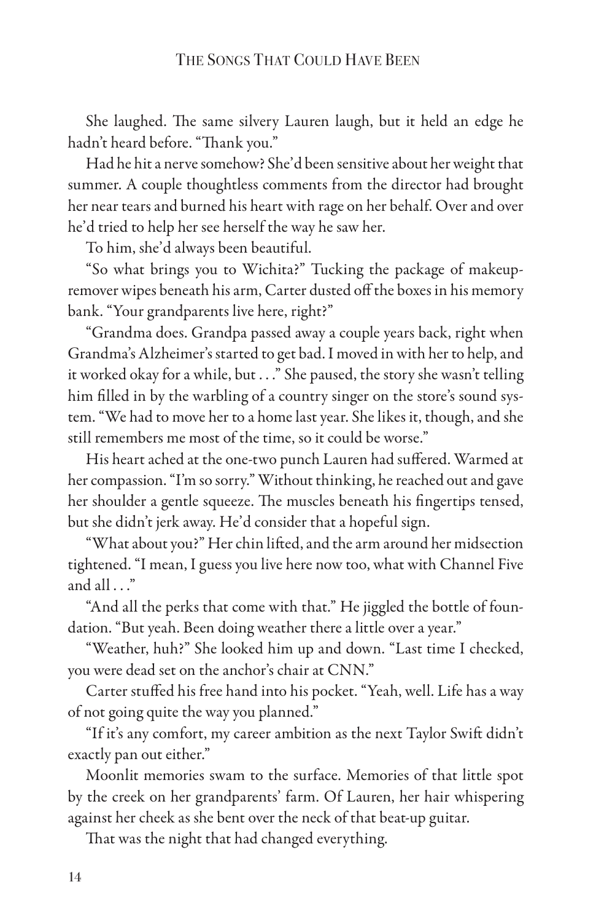She laughed. The same silvery Lauren laugh, but it held an edge he hadn't heard before. "Thank you."

Had he hit a nerve somehow? She'd been sensitive about her weight that summer. A couple thoughtless comments from the director had brought her near tears and burned his heart with rage on her behalf. Over and over he'd tried to help her see herself the way he saw her.

To him, she'd always been beautiful.

"So what brings you to Wichita?" Tucking the package of makeup-remover wipes beneath his arm, Carter dusted off the boxes in his memory bank. "Your grandparents live here, right?"

"Grandma does. Grandpa passed away a couple years back, right when Grandma's Alzheimer's started to get bad. I moved in with her to help, and it worked okay for a while, but . . ." She paused, the story she wasn't telling him filled in by the warbling of a country singer on the store's sound system. "We had to move her to a home last year. She likes it, though, and she still remembers me most of the time, so it could be worse."

His heart ached at the one-two punch Lauren had suffered. Warmed at her compassion. "I'm so sorry." Without thinking, he reached out and gave her shoulder a gentle squeeze. The muscles beneath his fingertips tensed, but she didn't jerk away. He'd consider that a hopeful sign.

"What about you?" Her chin lifted, and the arm around her midsection tightened. "I mean, I guess you live here now too, what with Channel Five and all . . ."

"And all the perks that come with that." He jiggled the bottle of foundation. "But yeah. Been doing weather there a little over a year."

"Weather, huh?" She looked him up and down. "Last time I checked, you were dead set on the anchor's chair at CNN."

Carter stuffed his free hand into his pocket. "Yeah, well. Life has a way of not going quite the way you planned."

"If it's any comfort, my career ambition as the next Taylor Swift didn't exactly pan out either."

Moonlit memories swam to the surface. Memories of that little spot by the creek on her grandparents' farm. Of Lauren, her hair whispering against her cheek as she bent over the neck of that beat-up guitar.

That was the night that had changed everything.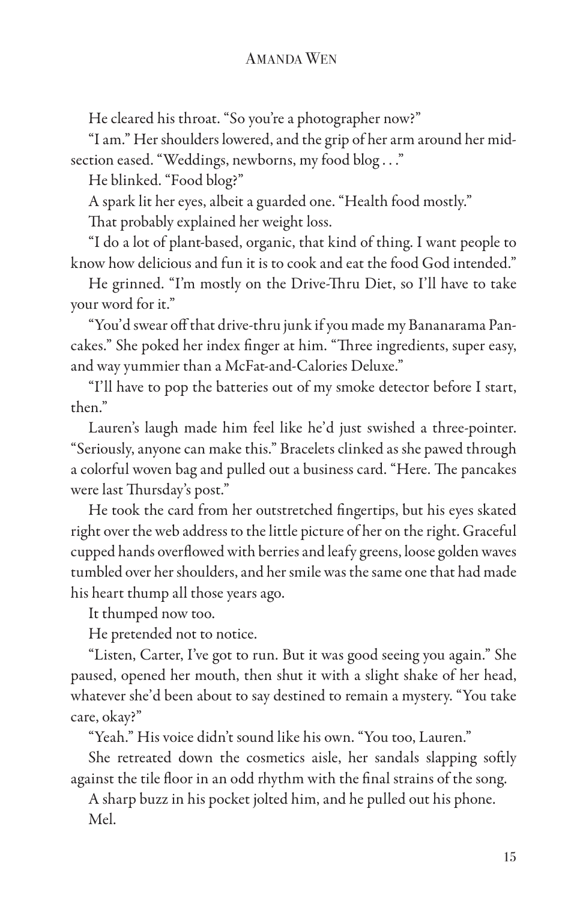He cleared his throat. "So you're a photographer now?"

"I am." Her shoulders lowered, and the grip of her arm around her midsection eased. "Weddings, newborns, my food blog . . ."

He blinked. "Food blog?"

A spark lit her eyes, albeit a guarded one. "Health food mostly."

That probably explained her weight loss.

"I do a lot of plant-based, organic, that kind of thing. I want people to know how delicious and fun it is to cook and eat the food God intended."

He grinned. "I'm mostly on the Drive-Thru Diet, so I'll have to take your word for it."

"You'd swear off that drive-thru junk if you made my Bananarama Pancakes." She poked her index finger at him. "Three ingredients, super easy, and way yummier than a McFat-and-Calories Deluxe."

"I'll have to pop the batteries out of my smoke detector before I start, then."

Lauren's laugh made him feel like he'd just swished a three-pointer. "Seriously, anyone can make this." Bracelets clinked as she pawed through a colorful woven bag and pulled out a business card. "Here. The pancakes were last Thursday's post."

He took the card from her outstretched fingertips, but his eyes skated right over the web address to the little picture of her on the right. Graceful cupped hands overflowed with berries and leafy greens, loose golden waves tumbled over her shoulders, and her smile was the same one that had made his heart thump all those years ago.

It thumped now too.

He pretended not to notice.

"Listen, Carter, I've got to run. But it was good seeing you again." She paused, opened her mouth, then shut it with a slight shake of her head, whatever she'd been about to say destined to remain a mystery. "You take care, okay?"

"Yeah." His voice didn't sound like his own. "You too, Lauren."

She retreated down the cosmetics aisle, her sandals slapping softly against the tile floor in an odd rhythm with the final strains of the song.

A sharp buzz in his pocket jolted him, and he pulled out his phone.

Mel.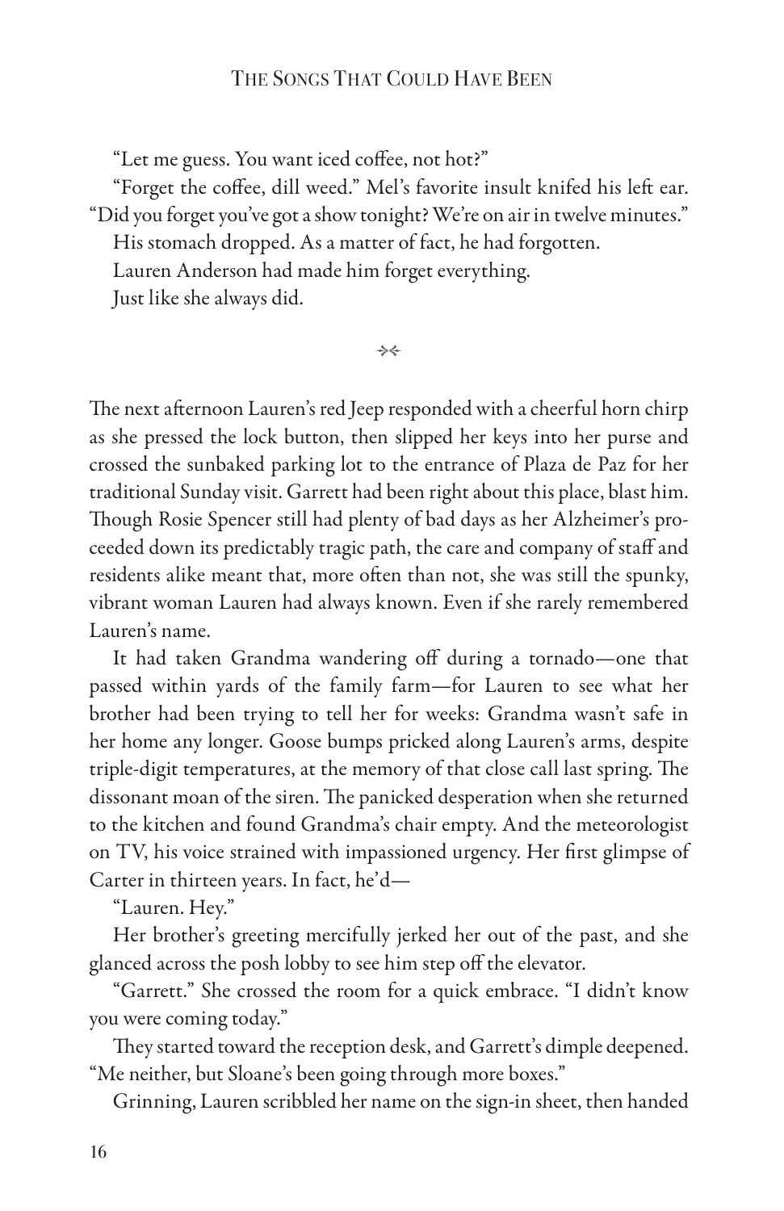"Let me guess. You want iced coffee, not hot?"

"Forget the coffee, dill weed." Mel's favorite insult knifed his left ear. "Did you forget you've got a show tonight? We're on air in twelve minutes."

His stomach dropped. As a matter of fact, he had forgotten.

Lauren Anderson had made him forget everything.

Just like she always did.

⋟⋞

The next afternoon Lauren's red Jeep responded with a cheerful horn chirp as she pressed the lock button, then slipped her keys into her purse and crossed the sunbaked parking lot to the entrance of Plaza de Paz for her traditional Sunday visit. Garrett had been right about this place, blast him. Though Rosie Spencer still had plenty of bad days as her Alzheimer's proceeded down its predictably tragic path, the care and company of staff and residents alike meant that, more often than not, she was still the spunky, vibrant woman Lauren had always known. Even if she rarely remembered Lauren's name.

It had taken Grandma wandering off during a tornado—one that passed within yards of the family farm—for Lauren to see what her brother had been trying to tell her for weeks: Grandma wasn't safe in her home any longer. Goose bumps pricked along Lauren's arms, despite triple-digit temperatures, at the memory of that close call last spring. The dissonant moan of the siren. The panicked desperation when she returned to the kitchen and found Grandma's chair empty. And the meteorologist on TV, his voice strained with impassioned urgency. Her first glimpse of Carter in thirteen years. In fact, he'd—

"Lauren. Hey."

Her brother's greeting mercifully jerked her out of the past, and she glanced across the posh lobby to see him step off the elevator.

"Garrett." She crossed the room for a quick embrace. "I didn't know you were coming today."

They started toward the reception desk, and Garrett's dimple deepened. "Me neither, but Sloane's been going through more boxes."

Grinning, Lauren scribbled her name on the sign-in sheet, then handed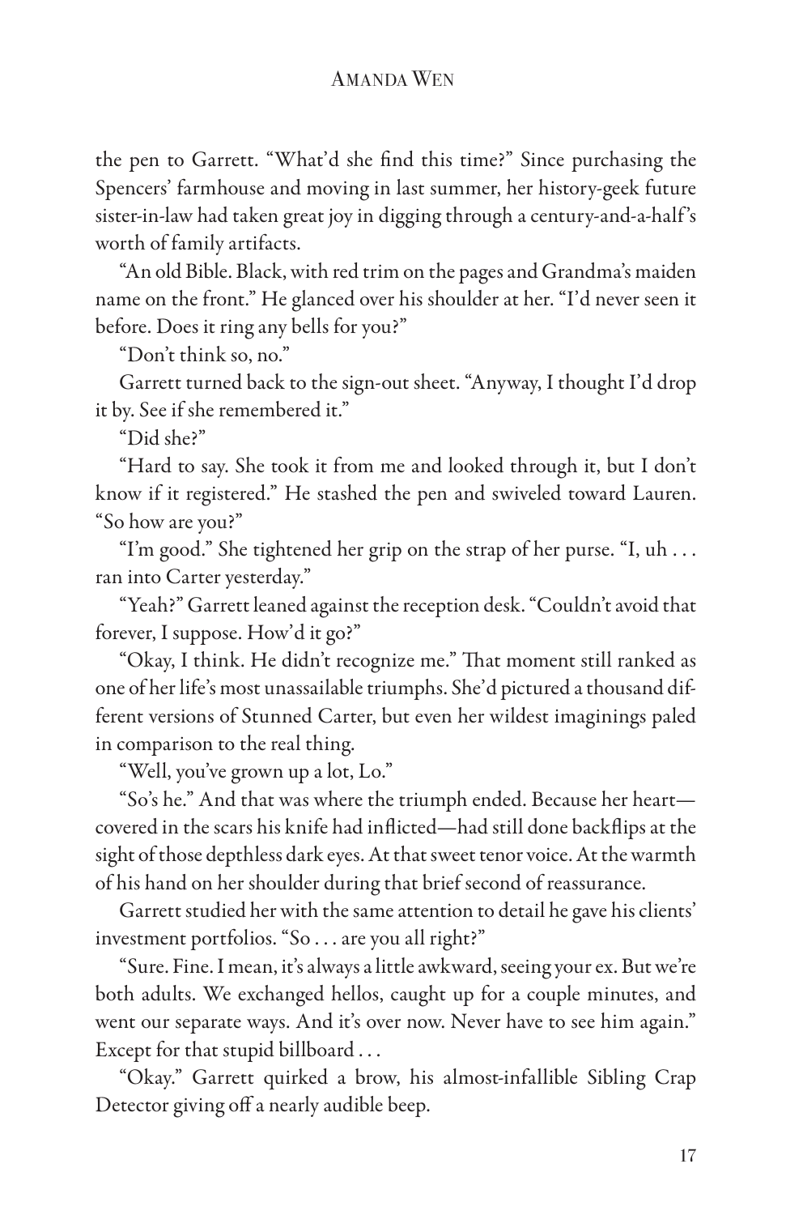the pen to Garrett. "What'd she find this time?" Since purchasing the Spencers' farmhouse and moving in last summer, her history-geek future sister-in-law had taken great joy in digging through a century-and-a-half's worth of family artifacts.

"An old Bible. Black, with red trim on the pages and Grandma's maiden name on the front." He glanced over his shoulder at her. "I'd never seen it before. Does it ring any bells for you?"

"Don't think so, no."

Garrett turned back to the sign-out sheet. "Anyway, I thought I'd drop it by. See if she remembered it."

"Did she?"

"Hard to say. She took it from me and looked through it, but I don't know if it registered." He stashed the pen and swiveled toward Lauren. "So how are you?"

"I'm good." She tightened her grip on the strap of her purse. "I, uh . . . ran into Carter yesterday."

"Yeah?" Garrett leaned against the reception desk. "Couldn't avoid that forever, I suppose. How'd it go?"

"Okay, I think. He didn't recognize me." That moment still ranked as one of her life's most unassailable triumphs. She'd pictured a thousand different versions of Stunned Carter, but even her wildest imaginings paled in comparison to the real thing.

"Well, you've grown up a lot, Lo."

"So's he." And that was where the triumph ended. Because her heart—covered in the scars his knife had inflicted—had still done backflips at the sight of those depthless dark eyes. At that sweet tenor voice. At the warmth of his hand on her shoulder during that brief second of reassurance.

Garrett studied her with the same attention to detail he gave his clients' investment portfolios. "So . . . are you all right?"

"Sure. Fine. I mean, it's always a little awkward, seeing your ex. But we're both adults. We exchanged hellos, caught up for a couple minutes, and went our separate ways. And it's over now. Never have to see him again." Except for that stupid billboard . . .

"Okay." Garrett quirked a brow, his almost-infallible Sibling Crap Detector giving off a nearly audible beep.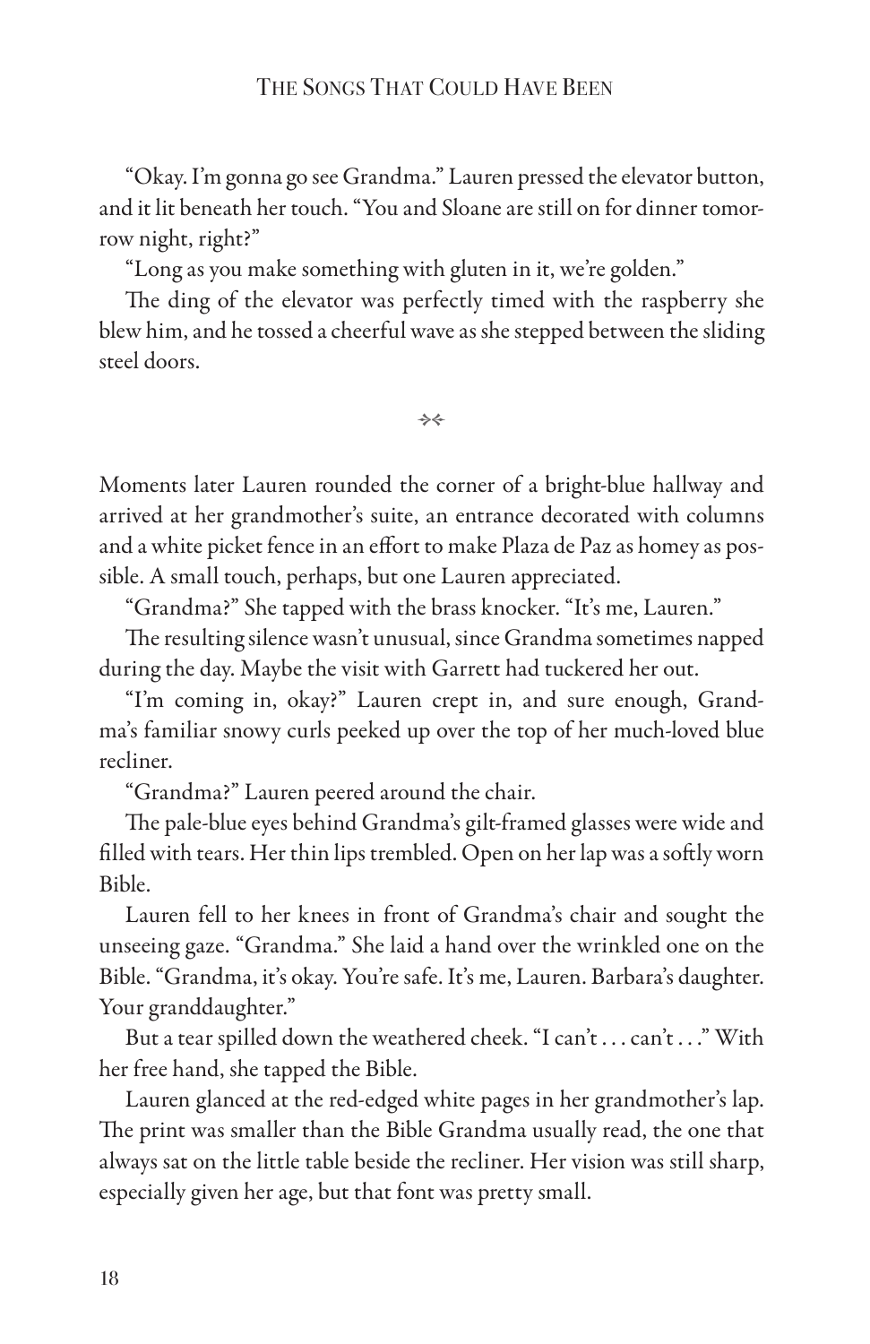"Okay. I'm gonna go see Grandma." Lauren pressed the elevator button, and it lit beneath her touch. "You and Sloane are still on for dinner tomorrow night, right?"

"Long as you make something with gluten in it, we're golden."

The ding of the elevator was perfectly timed with the raspberry she blew him, and he tossed a cheerful wave as she stepped between the sliding steel doors.

⤞⤝

Moments later Lauren rounded the corner of a bright-blue hallway and arrived at her grandmother's suite, an entrance decorated with columns and a white picket fence in an effort to make Plaza de Paz as homey as possible. A small touch, perhaps, but one Lauren appreciated.

"Grandma?" She tapped with the brass knocker. "It's me, Lauren."

The resulting silence wasn't unusual, since Grandma sometimes napped during the day. Maybe the visit with Garrett had tuckered her out.

"I'm coming in, okay?" Lauren crept in, and sure enough, Grandma's familiar snowy curls peeked up over the top of her much-loved blue recliner.

"Grandma?" Lauren peered around the chair.

The pale-blue eyes behind Grandma's gilt-framed glasses were wide and filled with tears. Her thin lips trembled. Open on her lap was a softly worn Bible.

Lauren fell to her knees in front of Grandma's chair and sought the unseeing gaze. "Grandma." She laid a hand over the wrinkled one on the Bible. "Grandma, it's okay. You're safe. It's me, Lauren. Barbara's daughter. Your granddaughter."

But a tear spilled down the weathered cheek. "I can't . . . can't . . ." With her free hand, she tapped the Bible.

Lauren glanced at the red-edged white pages in her grandmother's lap. The print was smaller than the Bible Grandma usually read, the one that always sat on the little table beside the recliner. Her vision was still sharp, especially given her age, but that font was pretty small.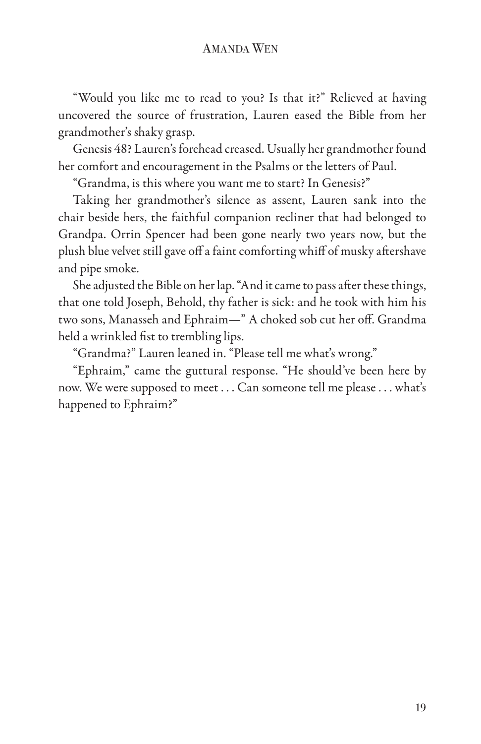"Would you like me to read to you? Is that it?" Relieved at having uncovered the source of frustration, Lauren eased the Bible from her grandmother's shaky grasp.

Genesis 48? Lauren's forehead creased. Usually her grandmother found her comfort and encouragement in the Psalms or the letters of Paul.

"Grandma, is this where you want me to start? In Genesis?"

Taking her grandmother's silence as assent, Lauren sank into the chair beside hers, the faithful companion recliner that had belonged to Grandpa. Orrin Spencer had been gone nearly two years now, but the plush blue velvet still gave off a faint comforting whiff of musky aftershave and pipe smoke.

She adjusted the Bible on her lap. "And it came to pass after these things, that one told Joseph, Behold, thy father is sick: and he took with him his two sons, Manasseh and Ephraim—" A choked sob cut her off. Grandma held a wrinkled fist to trembling lips.

"Grandma?" Lauren leaned in. "Please tell me what's wrong."

"Ephraim," came the guttural response. "He should've been here by now. We were supposed to meet . . . Can someone tell me please . . . what's happened to Ephraim?"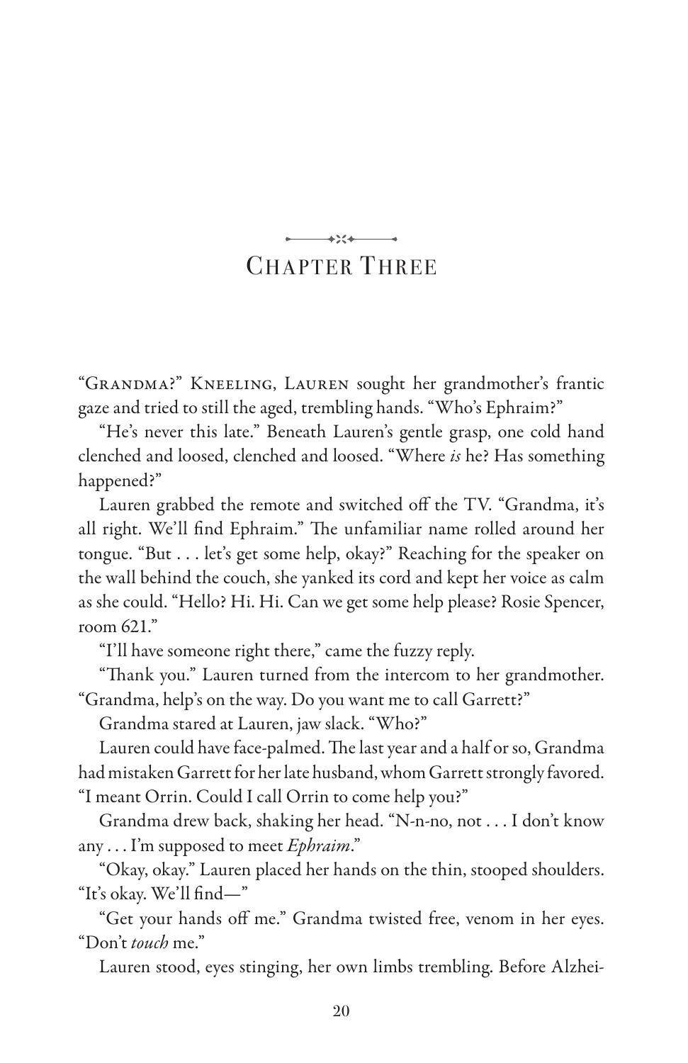# Chapter Three

"Grandma?" Kneeling, Lauren sought her grandmother's frantic gaze and tried to still the aged, trembling hands. "Who's Ephraim?"

"He's never this late." Beneath Lauren's gentle grasp, one cold hand clenched and loosed, clenched and loosed. "Where *is* he? Has something happened?"

Lauren grabbed the remote and switched off the TV. "Grandma, it's all right. We'll find Ephraim." The unfamiliar name rolled around her tongue. "But . . . let's get some help, okay?" Reaching for the speaker on the wall behind the couch, she yanked its cord and kept her voice as calm as she could. "Hello? Hi. Hi. Can we get some help please? Rosie Spencer, room 621."

"I'll have someone right there," came the fuzzy reply.

"Thank you." Lauren turned from the intercom to her grandmother. "Grandma, help's on the way. Do you want me to call Garrett?"

Grandma stared at Lauren, jaw slack. "Who?"

Lauren could have face-palmed. The last year and a half or so, Grandma had mistaken Garrett for her late husband, whom Garrett strongly favored. "I meant Orrin. Could I call Orrin to come help you?"

Grandma drew back, shaking her head. "N-n-no, not . . . I don't know any . . . I'm supposed to meet *Ephraim*."

"Okay, okay." Lauren placed her hands on the thin, stooped shoulders. "It's okay. We'll find—"

"Get your hands off me." Grandma twisted free, venom in her eyes. "Don't *touch* me."

Lauren stood, eyes stinging, her own limbs trembling. Before Alzhei-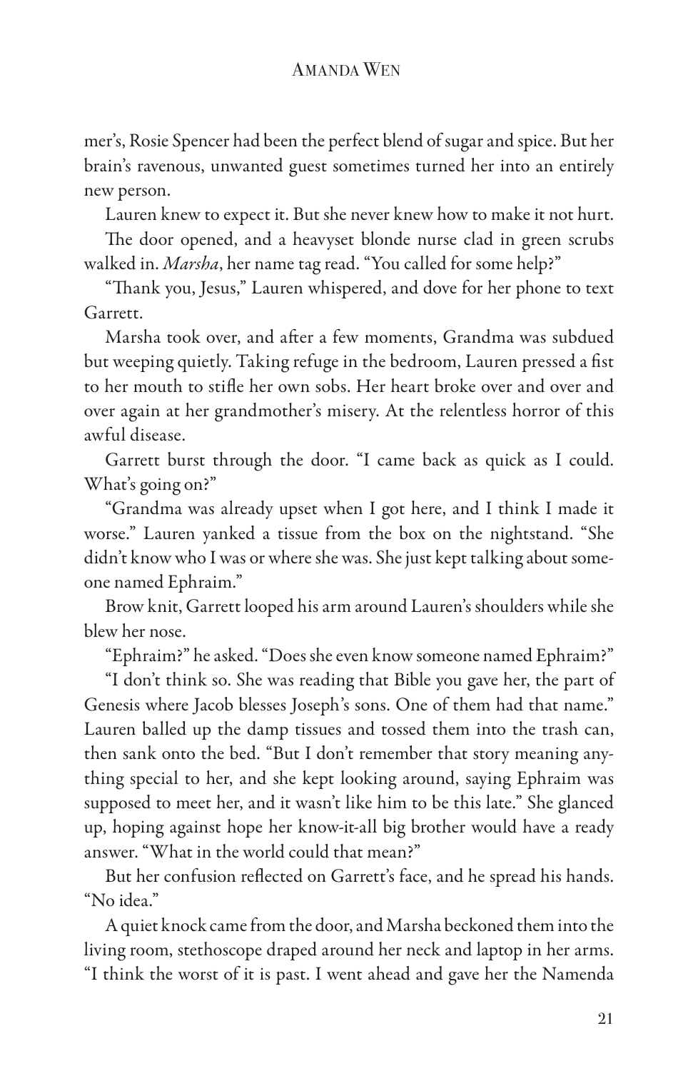mer's, Rosie Spencer had been the perfect blend of sugar and spice. But her brain's ravenous, unwanted guest sometimes turned her into an entirely new person.

Lauren knew to expect it. But she never knew how to make it not hurt.

The door opened, and a heavyset blonde nurse clad in green scrubs walked in. *Marsha*, her name tag read. "You called for some help?"

"Thank you, Jesus," Lauren whispered, and dove for her phone to text Garrett.

Marsha took over, and after a few moments, Grandma was subdued but weeping quietly. Taking refuge in the bedroom, Lauren pressed a fist to her mouth to stifle her own sobs. Her heart broke over and over and over again at her grandmother's misery. At the relentless horror of this awful disease.

Garrett burst through the door. "I came back as quick as I could. What's going on?"

"Grandma was already upset when I got here, and I think I made it worse." Lauren yanked a tissue from the box on the nightstand. "She didn't know who I was or where she was. She just kept talking about someone named Ephraim."

Brow knit, Garrett looped his arm around Lauren's shoulders while she blew her nose.

"Ephraim?" he asked. "Does she even know someone named Ephraim?"

"I don't think so. She was reading that Bible you gave her, the part of Genesis where Jacob blesses Joseph's sons. One of them had that name." Lauren balled up the damp tissues and tossed them into the trash can, then sank onto the bed. "But I don't remember that story meaning anything special to her, and she kept looking around, saying Ephraim was supposed to meet her, and it wasn't like him to be this late." She glanced up, hoping against hope her know-it-all big brother would have a ready answer. "What in the world could that mean?"

But her confusion reflected on Garrett's face, and he spread his hands. "No idea."

A quiet knock came from the door, and Marsha beckoned them into the living room, stethoscope draped around her neck and laptop in her arms. "I think the worst of it is past. I went ahead and gave her the Namenda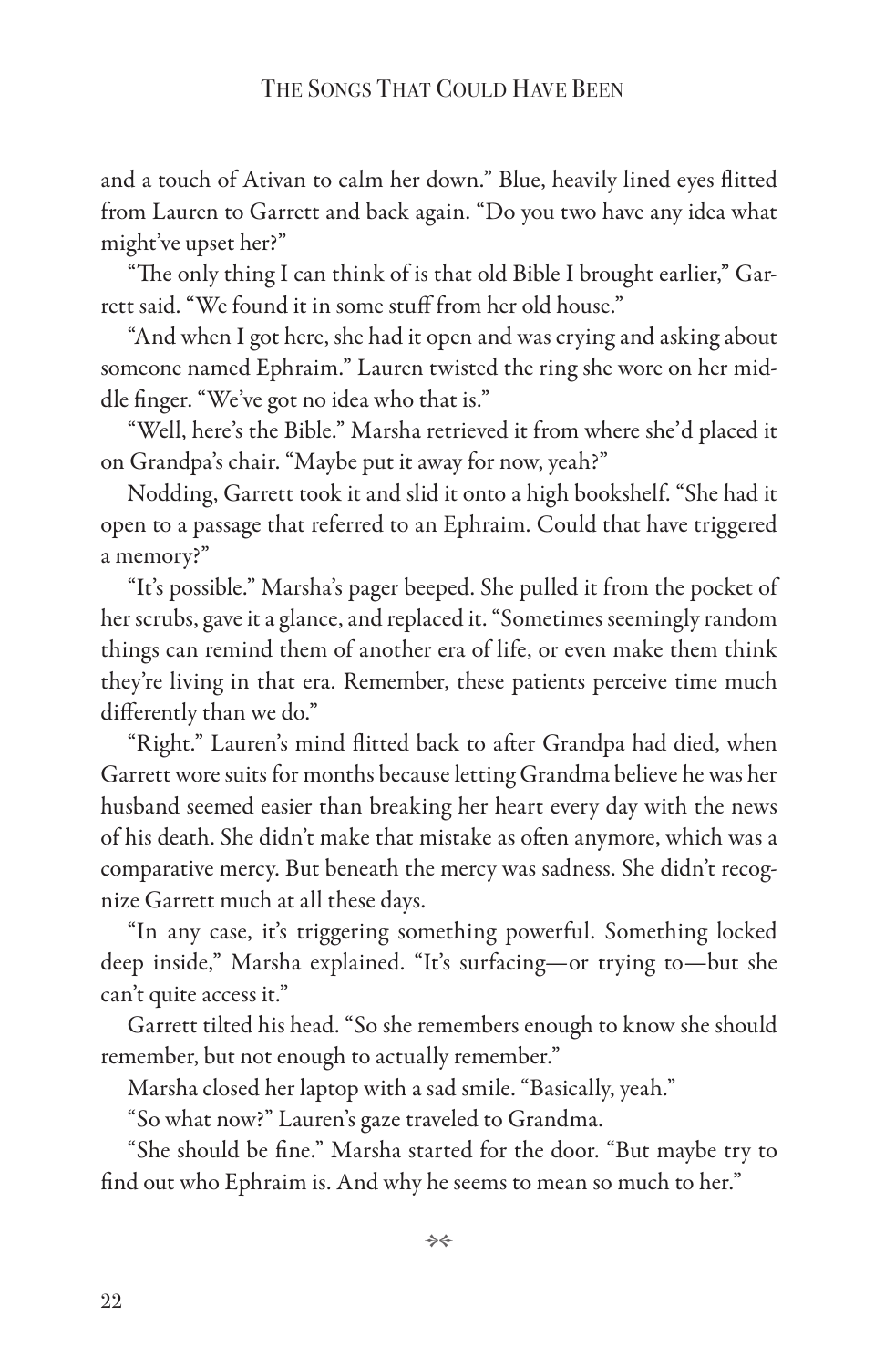and a touch of Ativan to calm her down." Blue, heavily lined eyes flitted from Lauren to Garrett and back again. "Do you two have any idea what might've upset her?"

"The only thing I can think of is that old Bible I brought earlier," Garrett said. "We found it in some stuff from her old house."

"And when I got here, she had it open and was crying and asking about someone named Ephraim." Lauren twisted the ring she wore on her middle finger. "We've got no idea who that is."

"Well, here's the Bible." Marsha retrieved it from where she'd placed it on Grandpa's chair. "Maybe put it away for now, yeah?"

Nodding, Garrett took it and slid it onto a high bookshelf. "She had it open to a passage that referred to an Ephraim. Could that have triggered a memory?"

"It's possible." Marsha's pager beeped. She pulled it from the pocket of her scrubs, gave it a glance, and replaced it. "Sometimes seemingly random things can remind them of another era of life, or even make them think they're living in that era. Remember, these patients perceive time much differently than we do."

"Right." Lauren's mind flitted back to after Grandpa had died, when Garrett wore suits for months because letting Grandma believe he was her husband seemed easier than breaking her heart every day with the news of his death. She didn't make that mistake as often anymore, which was a comparative mercy. But beneath the mercy was sadness. She didn't recognize Garrett much at all these days.

"In any case, it's triggering something powerful. Something locked deep inside," Marsha explained. "It's surfacing—or trying to—but she can't quite access it."

Garrett tilted his head. "So she remembers enough to know she should remember, but not enough to actually remember."

Marsha closed her laptop with a sad smile. "Basically, yeah."

"So what now?" Lauren's gaze traveled to Grandma.

"She should be fine." Marsha started for the door. "But maybe try to find out who Ephraim is. And why he seems to mean so much to her."

⋄⋄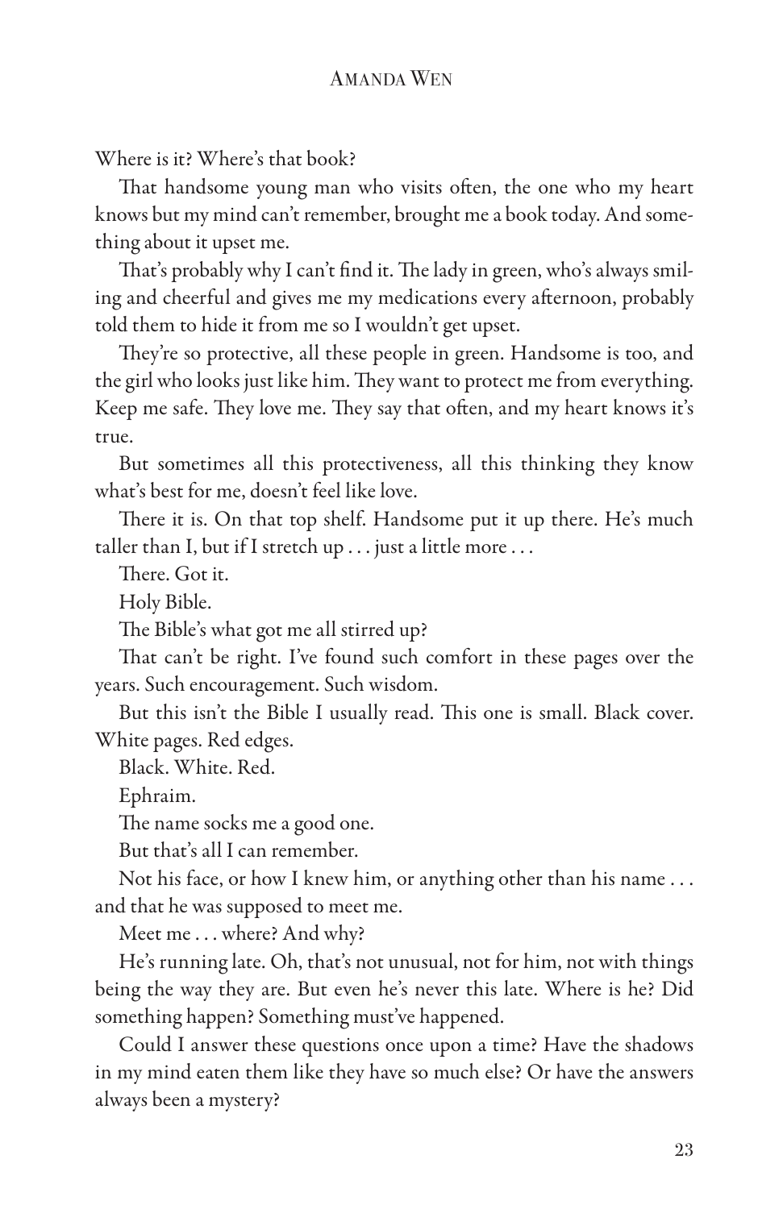Where is it? Where's that book?

That handsome young man who visits often, the one who my heart knows but my mind can't remember, brought me a book today. And something about it upset me.

That's probably why I can't find it. The lady in green, who's always smiling and cheerful and gives me my medications every afternoon, probably told them to hide it from me so I wouldn't get upset.

They're so protective, all these people in green. Handsome is too, and the girl who looks just like him. They want to protect me from everything. Keep me safe. They love me. They say that often, and my heart knows it's true.

But sometimes all this protectiveness, all this thinking they know what's best for me, doesn't feel like love.

There it is. On that top shelf. Handsome put it up there. He's much taller than I, but if I stretch up . . . just a little more . . .

There. Got it.

Holy Bible.

The Bible's what got me all stirred up?

That can't be right. I've found such comfort in these pages over the years. Such encouragement. Such wisdom.

But this isn't the Bible I usually read. This one is small. Black cover. White pages. Red edges.

Black. White. Red.

Ephraim.

The name socks me a good one.

But that's all I can remember.

Not his face, or how I knew him, or anything other than his name . . . and that he was supposed to meet me.

Meet me . . . where? And why?

He's running late. Oh, that's not unusual, not for him, not with things being the way they are. But even he's never this late. Where is he? Did something happen? Something must've happened.

Could I answer these questions once upon a time? Have the shadows in my mind eaten them like they have so much else? Or have the answers always been a mystery?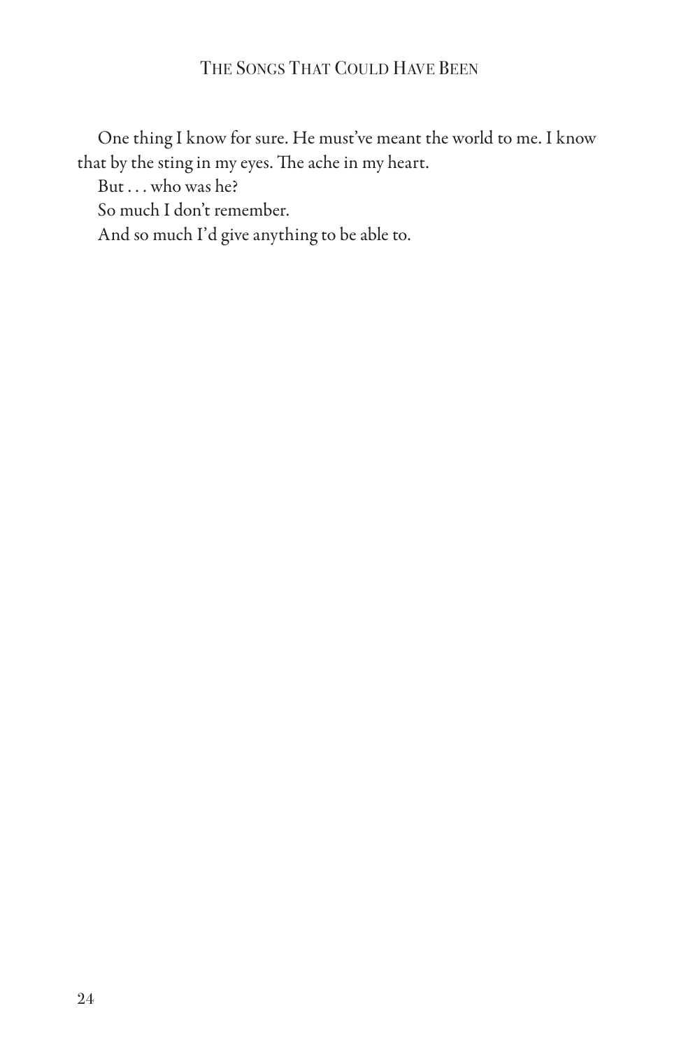One thing I know for sure. He must've meant the world to me. I know that by the sting in my eyes. The ache in my heart.

But . . . who was he?

So much I don't remember.

And so much I'd give anything to be able to.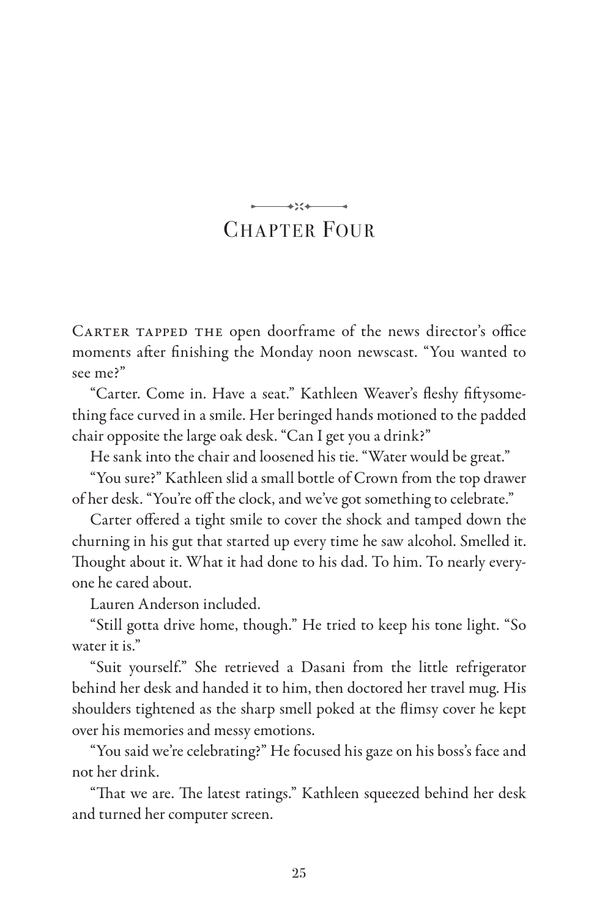# Chapter Four

Carter tapped the open doorframe of the news director's office moments after finishing the Monday noon newscast. "You wanted to see me?"

"Carter. Come in. Have a seat." Kathleen Weaver's fleshy fiftysomething face curved in a smile. Her beringed hands motioned to the padded chair opposite the large oak desk. "Can I get you a drink?"

He sank into the chair and loosened his tie. "Water would be great."

"You sure?" Kathleen slid a small bottle of Crown from the top drawer of her desk. "You're off the clock, and we've got something to celebrate."

Carter offered a tight smile to cover the shock and tamped down the churning in his gut that started up every time he saw alcohol. Smelled it. Thought about it. What it had done to his dad. To him. To nearly everyone he cared about.

Lauren Anderson included.

"Still gotta drive home, though." He tried to keep his tone light. "So water it is."

"Suit yourself." She retrieved a Dasani from the little refrigerator behind her desk and handed it to him, then doctored her travel mug. His shoulders tightened as the sharp smell poked at the flimsy cover he kept over his memories and messy emotions.

"You said we're celebrating?" He focused his gaze on his boss's face and not her drink.

"That we are. The latest ratings." Kathleen squeezed behind her desk and turned her computer screen.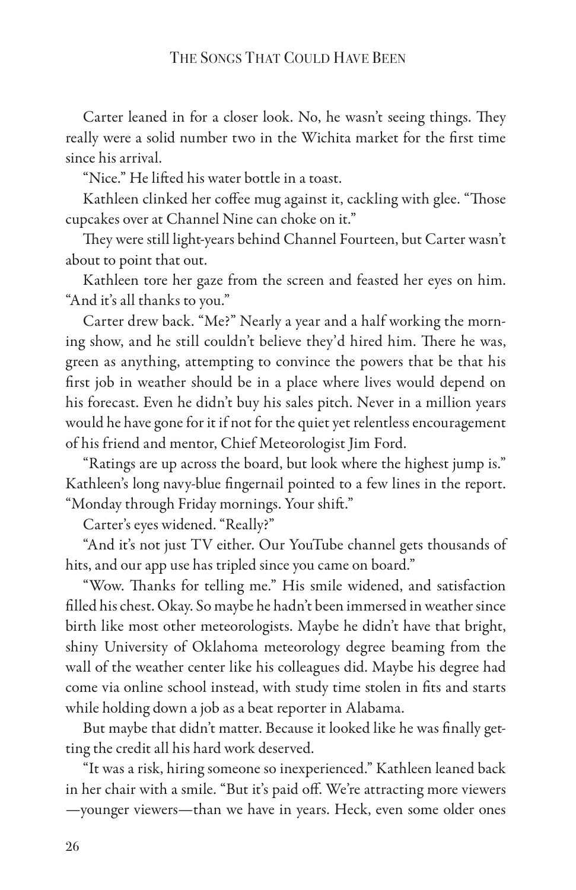Carter leaned in for a closer look. No, he wasn't seeing things. They really were a solid number two in the Wichita market for the first time since his arrival.

"Nice." He lifted his water bottle in a toast.

Kathleen clinked her coffee mug against it, cackling with glee. "Those cupcakes over at Channel Nine can choke on it."

They were still light-years behind Channel Fourteen, but Carter wasn't about to point that out.

Kathleen tore her gaze from the screen and feasted her eyes on him. "And it's all thanks to you."

Carter drew back. "Me?" Nearly a year and a half working the morning show, and he still couldn't believe they'd hired him. There he was, green as anything, attempting to convince the powers that be that his first job in weather should be in a place where lives would depend on his forecast. Even he didn't buy his sales pitch. Never in a million years would he have gone for it if not for the quiet yet relentless encouragement of his friend and mentor, Chief Meteorologist Jim Ford.

"Ratings are up across the board, but look where the highest jump is." Kathleen's long navy-blue fingernail pointed to a few lines in the report. "Monday through Friday mornings. Your shift."

Carter's eyes widened. "Really?"

"And it's not just TV either. Our YouTube channel gets thousands of hits, and our app use has tripled since you came on board."

"Wow. Thanks for telling me." His smile widened, and satisfaction filled his chest. Okay. So maybe he hadn't been immersed in weather since birth like most other meteorologists. Maybe he didn't have that bright, shiny University of Oklahoma meteorology degree beaming from the wall of the weather center like his colleagues did. Maybe his degree had come via online school instead, with study time stolen in fits and starts while holding down a job as a beat reporter in Alabama.

But maybe that didn't matter. Because it looked like he was finally getting the credit all his hard work deserved.

"It was a risk, hiring someone so inexperienced." Kathleen leaned back in her chair with a smile. "But it's paid off. We're attracting more viewers —younger viewers—than we have in years. Heck, even some older ones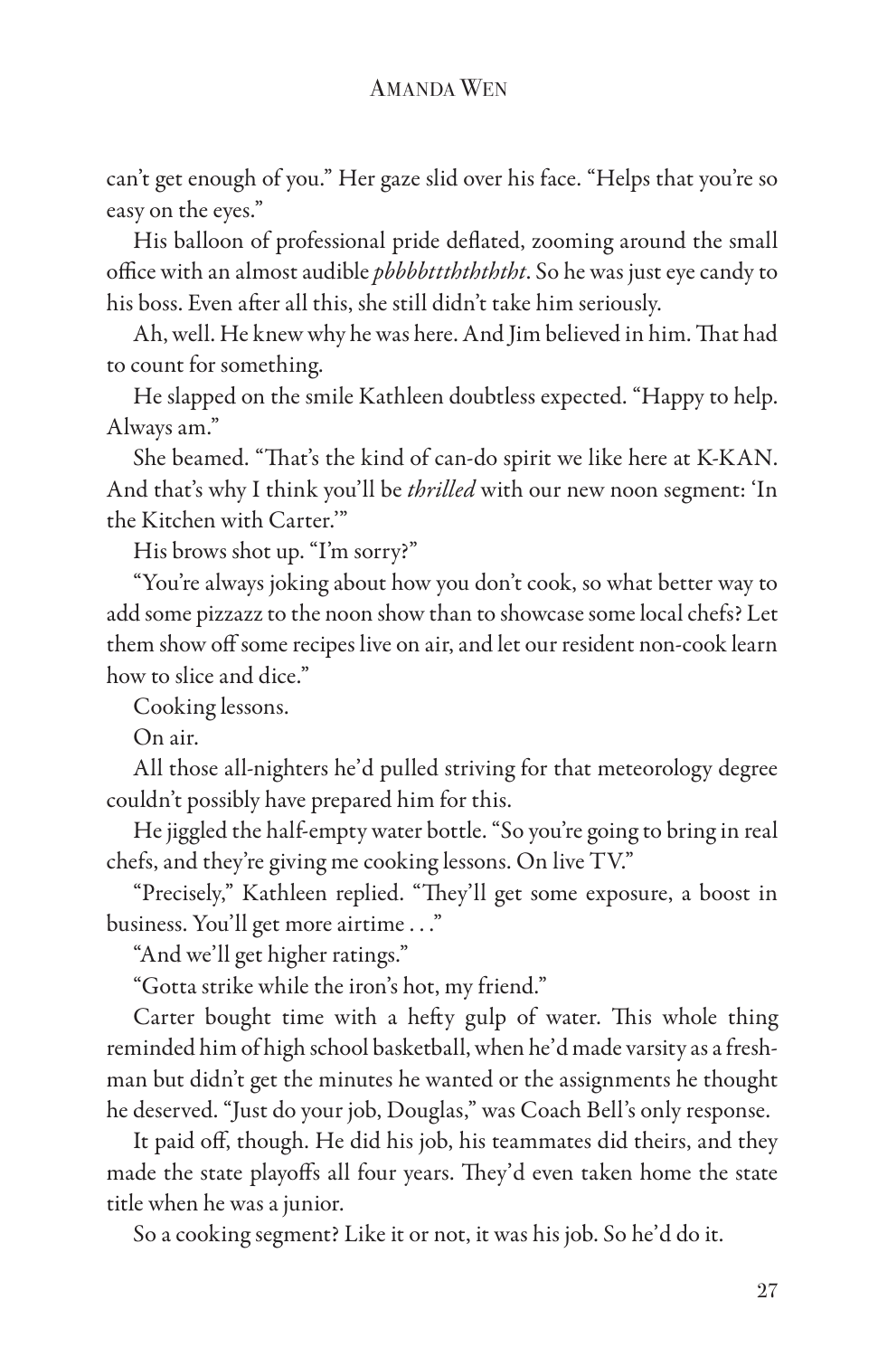can't get enough of you." Her gaze slid over his face. "Helps that you're so easy on the eyes."

His balloon of professional pride deflated, zooming around the small office with an almost audible *pbbbbttththththt*. So he was just eye candy to his boss. Even after all this, she still didn't take him seriously.

Ah, well. He knew why he was here. And Jim believed in him. That had to count for something.

He slapped on the smile Kathleen doubtless expected. "Happy to help. Always am."

She beamed. "That's the kind of can-do spirit we like here at K-KAN. And that's why I think you'll be *thrilled* with our new noon segment: 'In the Kitchen with Carter.'"

His brows shot up. "I'm sorry?"

"You're always joking about how you don't cook, so what better way to add some pizzazz to the noon show than to showcase some local chefs? Let them show off some recipes live on air, and let our resident non-cook learn how to slice and dice."

Cooking lessons.

On air.

All those all-nighters he'd pulled striving for that meteorology degree couldn't possibly have prepared him for this.

He jiggled the half-empty water bottle. "So you're going to bring in real chefs, and they're giving me cooking lessons. On live TV."

"Precisely," Kathleen replied. "They'll get some exposure, a boost in business. You'll get more airtime . . ."

"And we'll get higher ratings."

"Gotta strike while the iron's hot, my friend."

Carter bought time with a hefty gulp of water. This whole thing reminded him of high school basketball, when he'd made varsity as a freshman but didn't get the minutes he wanted or the assignments he thought he deserved. "Just do your job, Douglas," was Coach Bell's only response.

It paid off, though. He did his job, his teammates did theirs, and they made the state playoffs all four years. They'd even taken home the state title when he was a junior.

So a cooking segment? Like it or not, it was his job. So he'd do it.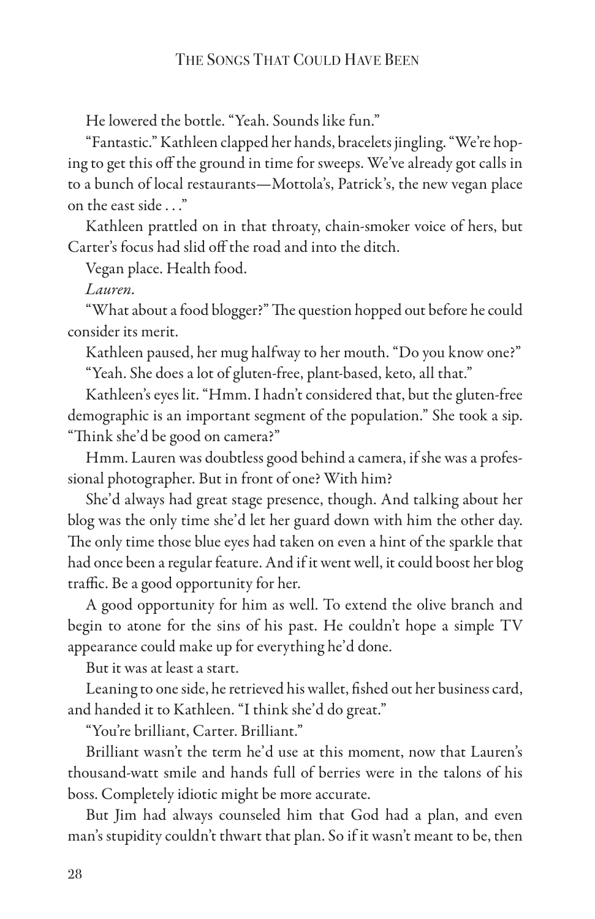He lowered the bottle. "Yeah. Sounds like fun."

"Fantastic." Kathleen clapped her hands, bracelets jingling. "We're hoping to get this off the ground in time for sweeps. We've already got calls in to a bunch of local restaurants—Mottola's, Patrick's, the new vegan place on the east side . . ."

Kathleen prattled on in that throaty, chain-smoker voice of hers, but Carter's focus had slid off the road and into the ditch.

Vegan place. Health food.

*Lauren.*

"What about a food blogger?" The question hopped out before he could consider its merit.

Kathleen paused, her mug halfway to her mouth. "Do you know one?"

"Yeah. She does a lot of gluten-free, plant-based, keto, all that."

Kathleen's eyes lit. "Hmm. I hadn't considered that, but the gluten-free demographic is an important segment of the population." She took a sip. "Think she'd be good on camera?"

Hmm. Lauren was doubtless good behind a camera, if she was a professional photographer. But in front of one? With him?

She'd always had great stage presence, though. And talking about her blog was the only time she'd let her guard down with him the other day. The only time those blue eyes had taken on even a hint of the sparkle that had once been a regular feature. And if it went well, it could boost her blog traffic. Be a good opportunity for her.

A good opportunity for him as well. To extend the olive branch and begin to atone for the sins of his past. He couldn't hope a simple TV appearance could make up for everything he'd done.

But it was at least a start.

Leaning to one side, he retrieved his wallet, fished out her business card, and handed it to Kathleen. "I think she'd do great."

"You're brilliant, Carter. Brilliant."

Brilliant wasn't the term he'd use at this moment, now that Lauren's thousand-watt smile and hands full of berries were in the talons of his boss. Completely idiotic might be more accurate.

But Jim had always counseled him that God had a plan, and even man's stupidity couldn't thwart that plan. So if it wasn't meant to be, then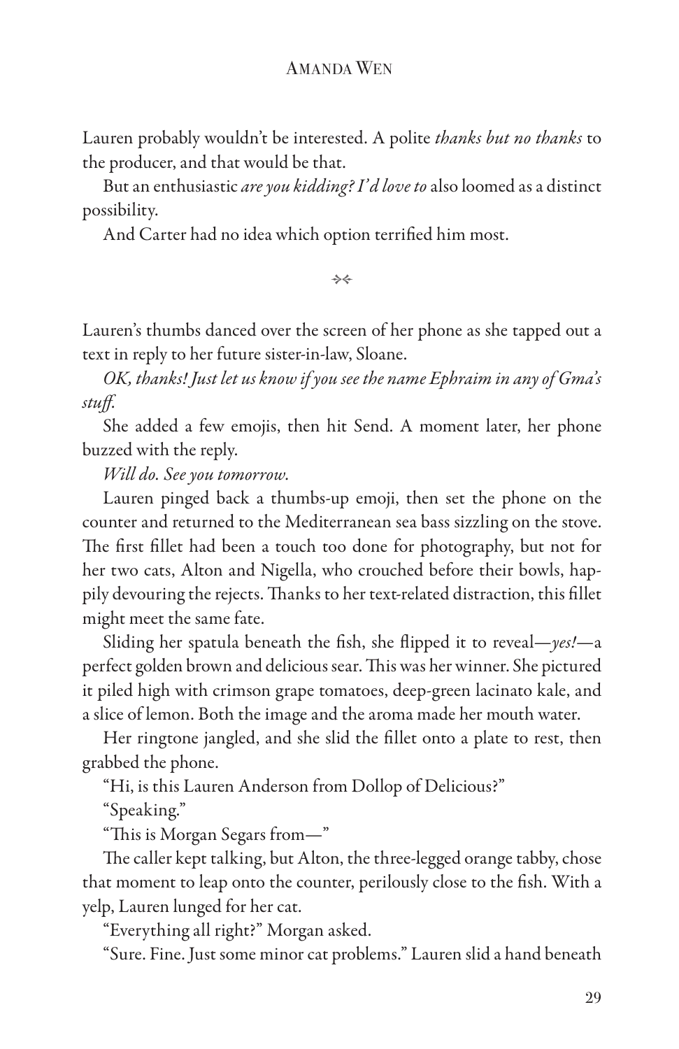Lauren probably wouldn't be interested. A polite *thanks but no thanks* to the producer, and that would be that.

But an enthusiastic *are you kidding? I'd love to* also loomed as a distinct possibility.

And Carter had no idea which option terrified him most.

⊹

Lauren's thumbs danced over the screen of her phone as she tapped out a text in reply to her future sister-in-law, Sloane.

*OK, thanks! Just let us know if you see the name Ephraim in any of Gma's stuff.*

She added a few emojis, then hit Send. A moment later, her phone buzzed with the reply.

*Will do. See you tomorrow.*

Lauren pinged back a thumbs-up emoji, then set the phone on the counter and returned to the Mediterranean sea bass sizzling on the stove. The first fillet had been a touch too done for photography, but not for her two cats, Alton and Nigella, who crouched before their bowls, happily devouring the rejects. Thanks to her text-related distraction, this fillet might meet the same fate.

Sliding her spatula beneath the fish, she flipped it to reveal—*yes!*—a perfect golden brown and delicious sear. This was her winner. She pictured it piled high with crimson grape tomatoes, deep-green lacinato kale, and a slice of lemon. Both the image and the aroma made her mouth water.

Her ringtone jangled, and she slid the fillet onto a plate to rest, then grabbed the phone.

"Hi, is this Lauren Anderson from Dollop of Delicious?"

"Speaking."

"This is Morgan Segars from—"

The caller kept talking, but Alton, the three-legged orange tabby, chose that moment to leap onto the counter, perilously close to the fish. With a yelp, Lauren lunged for her cat.

"Everything all right?" Morgan asked.

"Sure. Fine. Just some minor cat problems." Lauren slid a hand beneath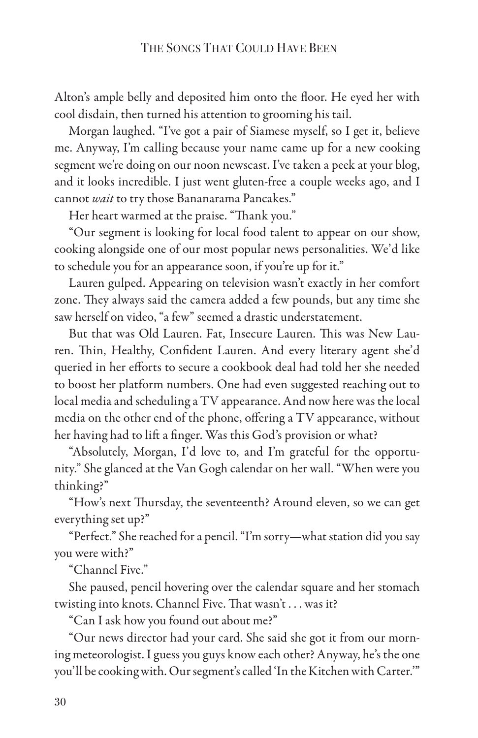Alton's ample belly and deposited him onto the floor. He eyed her with cool disdain, then turned his attention to grooming his tail.

Morgan laughed. "I've got a pair of Siamese myself, so I get it, believe me. Anyway, I'm calling because your name came up for a new cooking segment we're doing on our noon newscast. I've taken a peek at your blog, and it looks incredible. I just went gluten-free a couple weeks ago, and I cannot *wait* to try those Bananarama Pancakes."

Her heart warmed at the praise. "Thank you."

"Our segment is looking for local food talent to appear on our show, cooking alongside one of our most popular news personalities. We'd like to schedule you for an appearance soon, if you're up for it."

Lauren gulped. Appearing on television wasn't exactly in her comfort zone. They always said the camera added a few pounds, but any time she saw herself on video, "a few" seemed a drastic understatement.

But that was Old Lauren. Fat, Insecure Lauren. This was New Lauren. Thin, Healthy, Confident Lauren. And every literary agent she'd queried in her efforts to secure a cookbook deal had told her she needed to boost her platform numbers. One had even suggested reaching out to local media and scheduling a TV appearance. And now here was the local media on the other end of the phone, offering a TV appearance, without her having had to lift a finger. Was this God's provision or what?

"Absolutely, Morgan, I'd love to, and I'm grateful for the opportunity." She glanced at the Van Gogh calendar on her wall. "When were you thinking?"

"How's next Thursday, the seventeenth? Around eleven, so we can get everything set up?"

"Perfect." She reached for a pencil. "I'm sorry—what station did you say you were with?"

"Channel Five."

She paused, pencil hovering over the calendar square and her stomach twisting into knots. Channel Five. That wasn't . . . was it?

"Can I ask how you found out about me?"

"Our news director had your card. She said she got it from our morning meteorologist. I guess you guys know each other? Anyway, he's the one you'll be cooking with. Our segment's called 'In the Kitchen with Carter.'"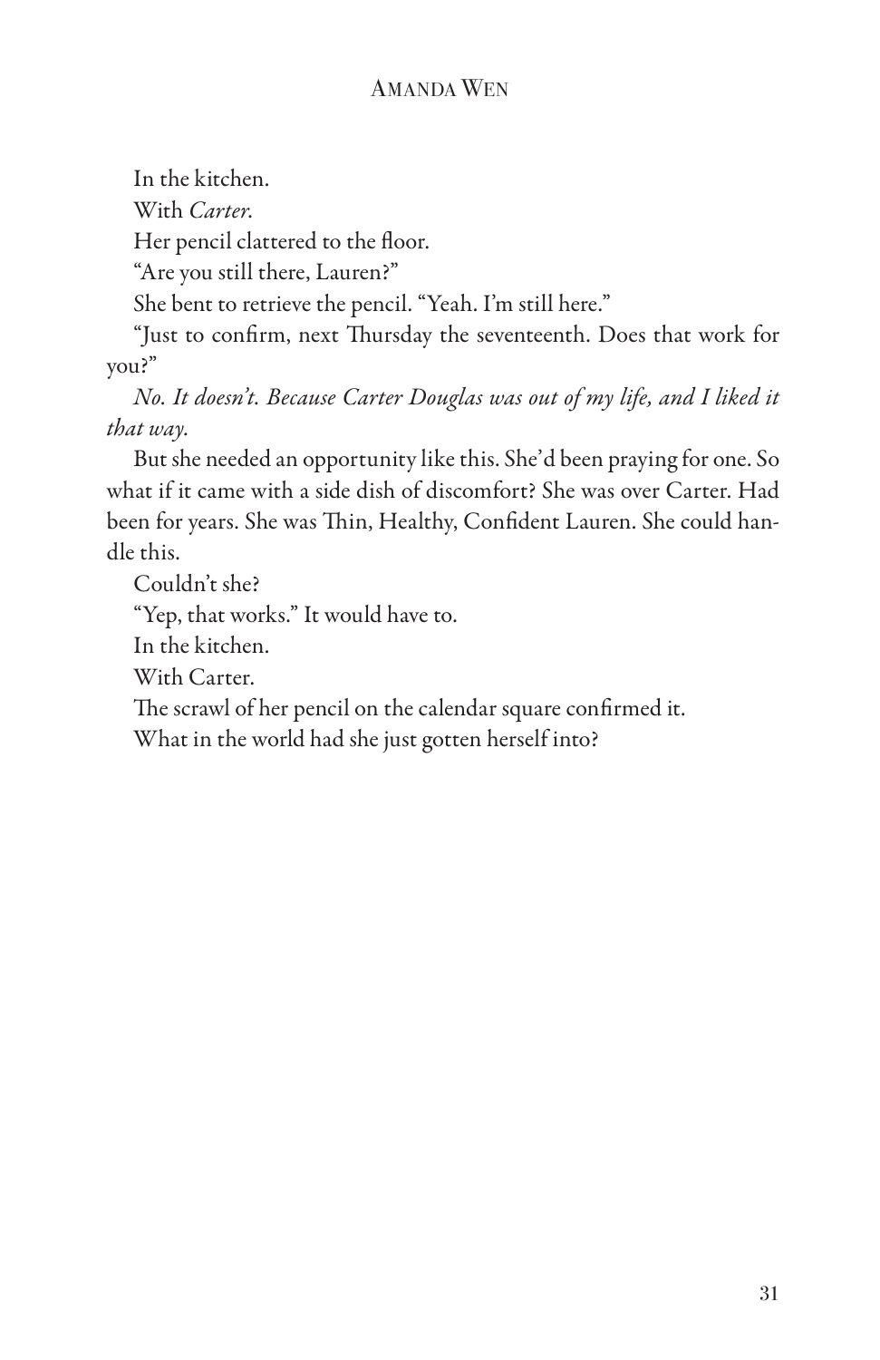In the kitchen.

With *Carter*.

Her pencil clattered to the floor.

"Are you still there, Lauren?"

She bent to retrieve the pencil. "Yeah. I'm still here."

"Just to confirm, next Thursday the seventeenth. Does that work for you?"

*No. It doesn't. Because Carter Douglas was out of my life, and I liked it that way.*

But she needed an opportunity like this. She'd been praying for one. So what if it came with a side dish of discomfort? She was over Carter. Had been for years. She was Thin, Healthy, Confident Lauren. She could handle this.

Couldn't she?

"Yep, that works." It would have to.

In the kitchen.

With Carter.

The scrawl of her pencil on the calendar square confirmed it.

What in the world had she just gotten herself into?